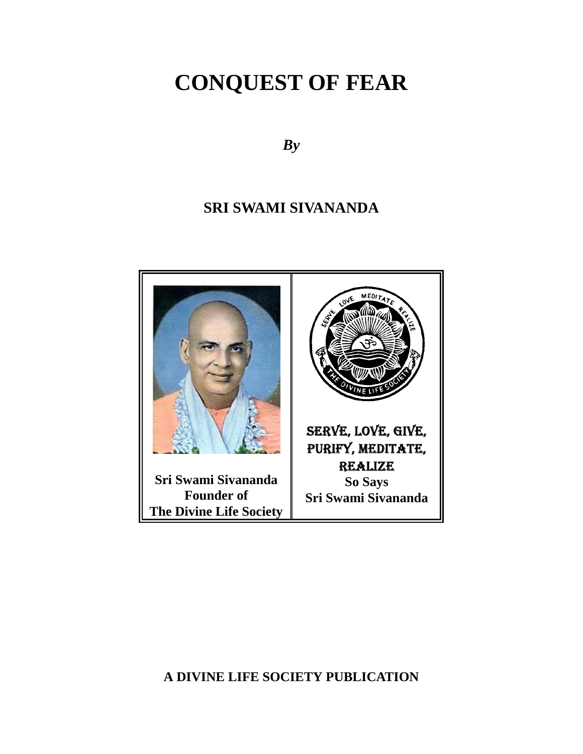# CONQUEST OF FEAR

***By***

## SRI SWAMI SIVANANDA

| **Sri Swami Sivananda**<br>**Founder of**<br>**The Divine Life Society** | SERVE, LOVE, GIVE,<br>PURIFY, MEDITATE,<br>REALIZE<br>**So Says**<br>**Sri Swami Sivananda** |
| --- | --- |

**A DIVINE LIFE SOCIETY PUBLICATION**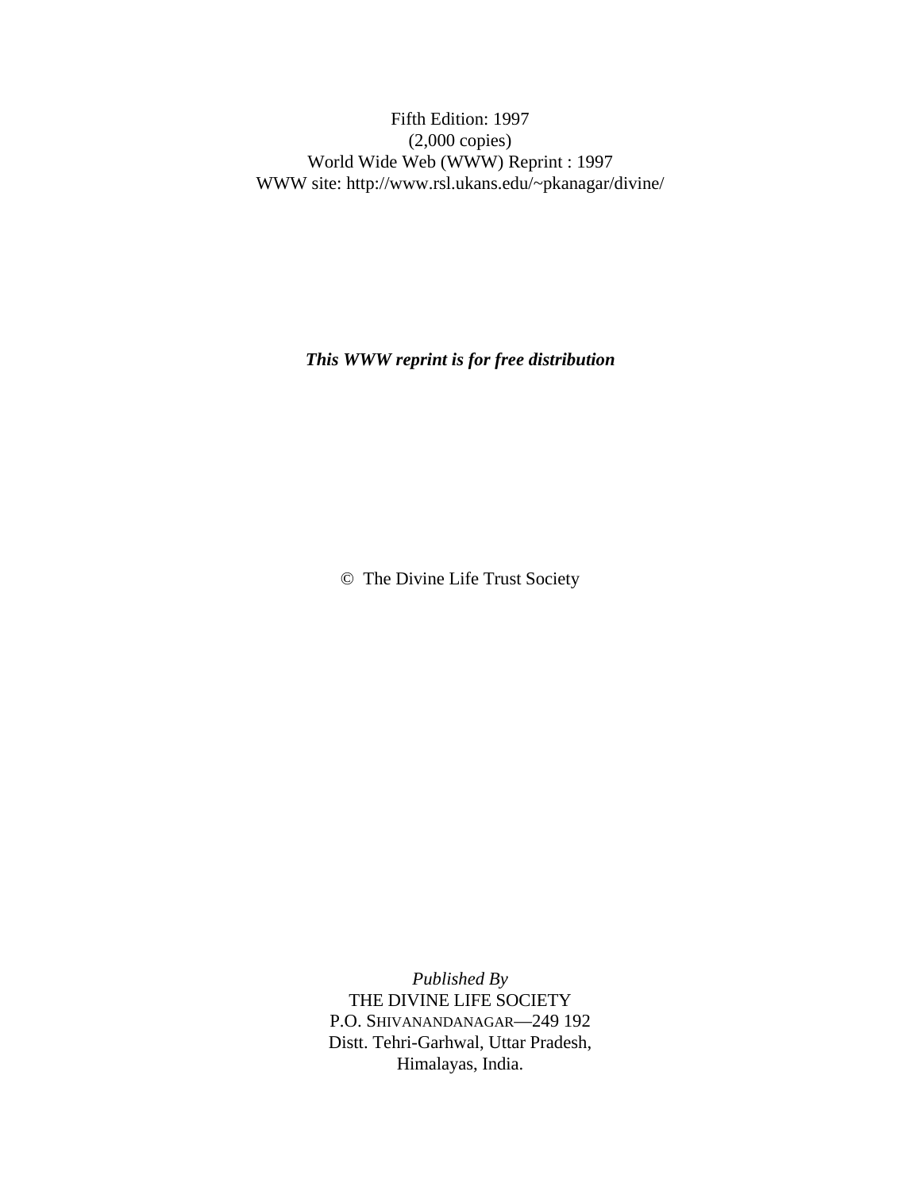Fifth Edition: 1997
(2,000 copies)
World Wide Web (WWW) Reprint : 1997
WWW site: http://www.rsl.ukans.edu/~pkanagar/divine/

***This WWW reprint is for free distribution***

© The Divine Life Trust Society

*Published By*
THE DIVINE LIFE SOCIETY
P.O. SHIVANANDANAGAR—249 192
Distt. Tehri-Garhwal, Uttar Pradesh,
Himalayas, India.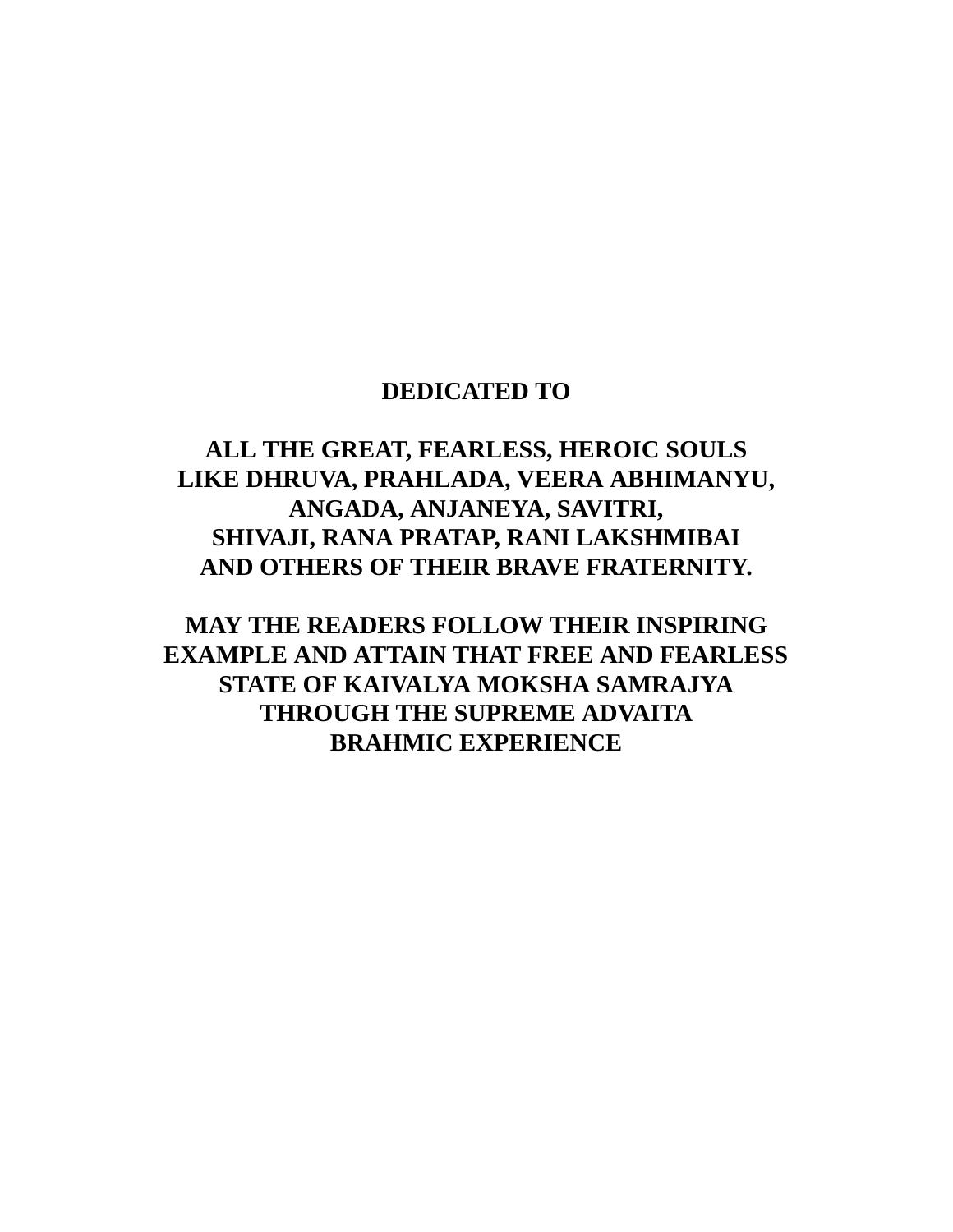**DEDICATED TO**

**ALL THE GREAT, FEARLESS, HEROIC SOULS**
**LIKE DHRUVA, PRAHLADA, VEERA ABHIMANYU,**
**ANGADA, ANJANEYA, SAVITRI,**
**SHIVAJI, RANA PRATAP, RANI LAKSHMIBAI**
**AND OTHERS OF THEIR BRAVE FRATERNITY.**

**MAY THE READERS FOLLOW THEIR INSPIRING**
**EXAMPLE AND ATTAIN THAT FREE AND FEARLESS**
**STATE OF KAIVALYA MOKSHA SAMRAJYA**
**THROUGH THE SUPREME ADVAITA**
**BRAHMIC EXPERIENCE**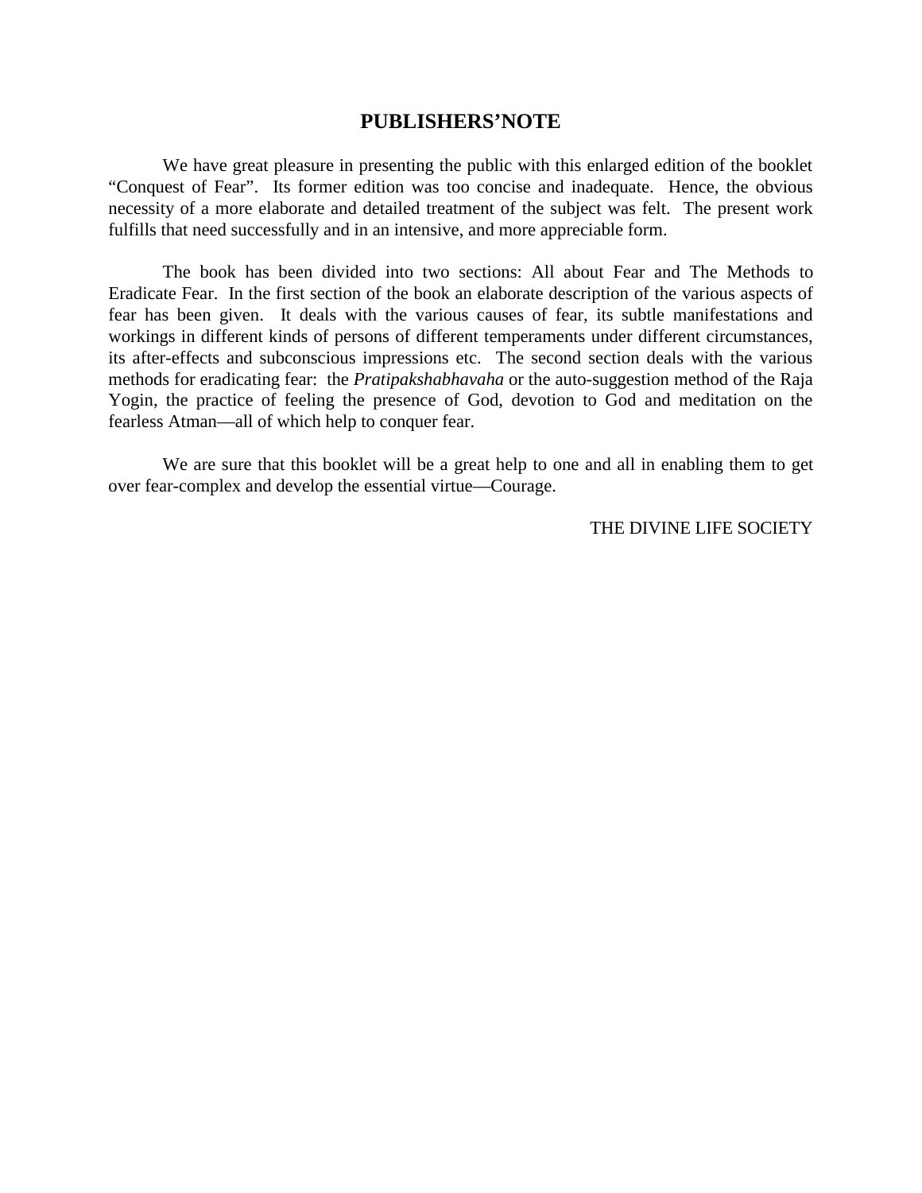# PUBLISHERS'NOTE

We have great pleasure in presenting the public with this enlarged edition of the booklet "Conquest of Fear". Its former edition was too concise and inadequate. Hence, the obvious necessity of a more elaborate and detailed treatment of the subject was felt. The present work fulfills that need successfully and in an intensive, and more appreciable form.

The book has been divided into two sections: All about Fear and The Methods to Eradicate Fear. In the first section of the book an elaborate description of the various aspects of fear has been given. It deals with the various causes of fear, its subtle manifestations and workings in different kinds of persons of different temperaments under different circumstances, its after-effects and subconscious impressions etc. The second section deals with the various methods for eradicating fear: the *Pratipakshabhavaha* or the auto-suggestion method of the Raja Yogin, the practice of feeling the presence of God, devotion to God and meditation on the fearless Atman—all of which help to conquer fear.

We are sure that this booklet will be a great help to one and all in enabling them to get over fear-complex and develop the essential virtue—Courage.

THE DIVINE LIFE SOCIETY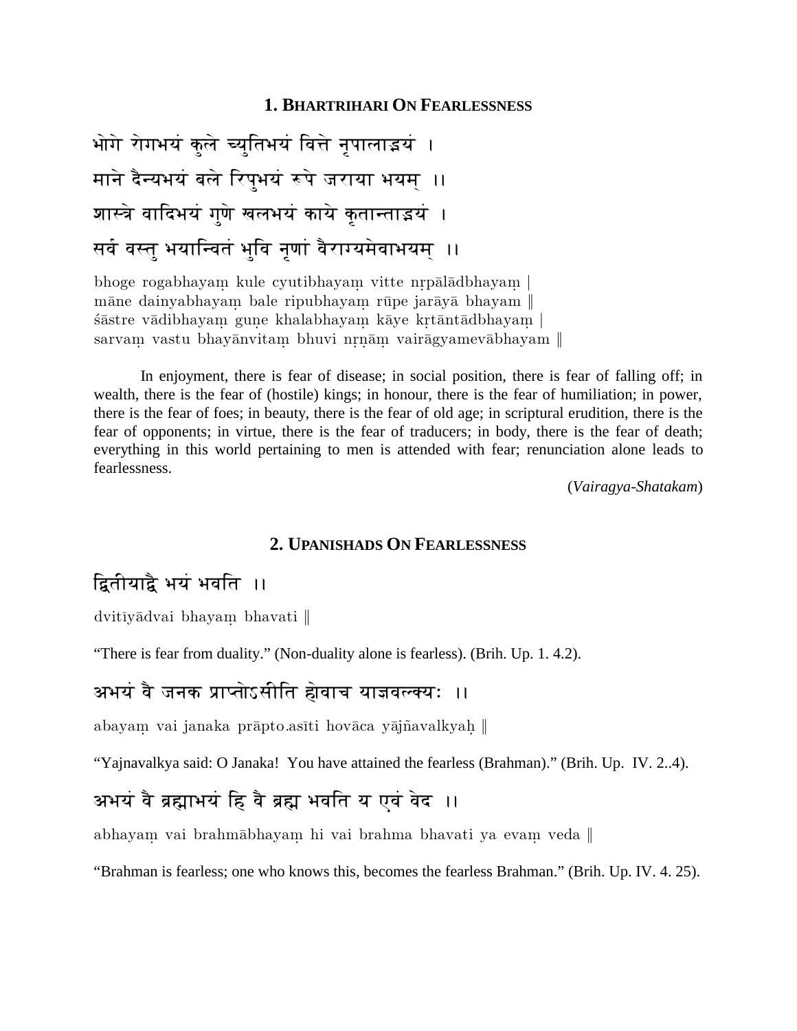## 1. BHARTRIHARI ON FEARLESSNESS

भोगे रोगभयं कुले च्युतिभयं वित्ते नृपालाद्भयं ।
माने दैन्यभयं बले रिपुभयं रूपे जराया भयम् ।।
शास्त्रे वादिभयं गुणे खलभयं काये कृतान्ताद्भयं ।
सर्वं वस्तु भयान्वितं भुवि नृणां वैराग्यमेवाभयम् ।।

bhoge rogabhayaṃ kule cyutibhayaṃ vitte nṛpālādbhayaṃ |
māne dainyabhayaṃ bale ripubhayaṃ rūpe jarāyā bhayam ‖
śāstre vādibhayaṃ guṇe khalabhayaṃ kāye kṛtāntādbhayaṃ |
sarvaṃ vastu bhayānvitaṃ bhuvi nṛṇāṃ vairāgyamevābhayam ‖

In enjoyment, there is fear of disease; in social position, there is fear of falling off; in wealth, there is the fear of (hostile) kings; in honour, there is the fear of humiliation; in power, there is the fear of foes; in beauty, there is the fear of old age; in scriptural erudition, there is the fear of opponents; in virtue, there is the fear of traducers; in body, there is the fear of death; everything in this world pertaining to men is attended with fear; renunciation alone leads to fearlessness.

(*Vairagya-Shatakam*)

## 2. UPANISHADS ON FEARLESSNESS

द्वितीयाद्वै भयं भवति ।।

dvitīyādvai bhayaṃ bhavati ‖

"There is fear from duality." (Non-duality alone is fearless). (Brih. Up. 1. 4.2).

अभयं वै जनक प्राप्तोऽसीति होवाच याज्ञवल्क्यः ।।

abayaṃ vai janaka prāpto.asīti hovāca yājñavalkyaḥ ‖

"Yajnavalkya said: O Janaka! You have attained the fearless (Brahman)." (Brih. Up. IV. 2..4).

अभयं वै ब्रह्माभयं हि वै ब्रह्म भवति य एवं वेद ।।

abhayaṃ vai brahmābhayaṃ hi vai brahma bhavati ya evaṃ veda ‖

"Brahman is fearless; one who knows this, becomes the fearless Brahman." (Brih. Up. IV. 4. 25).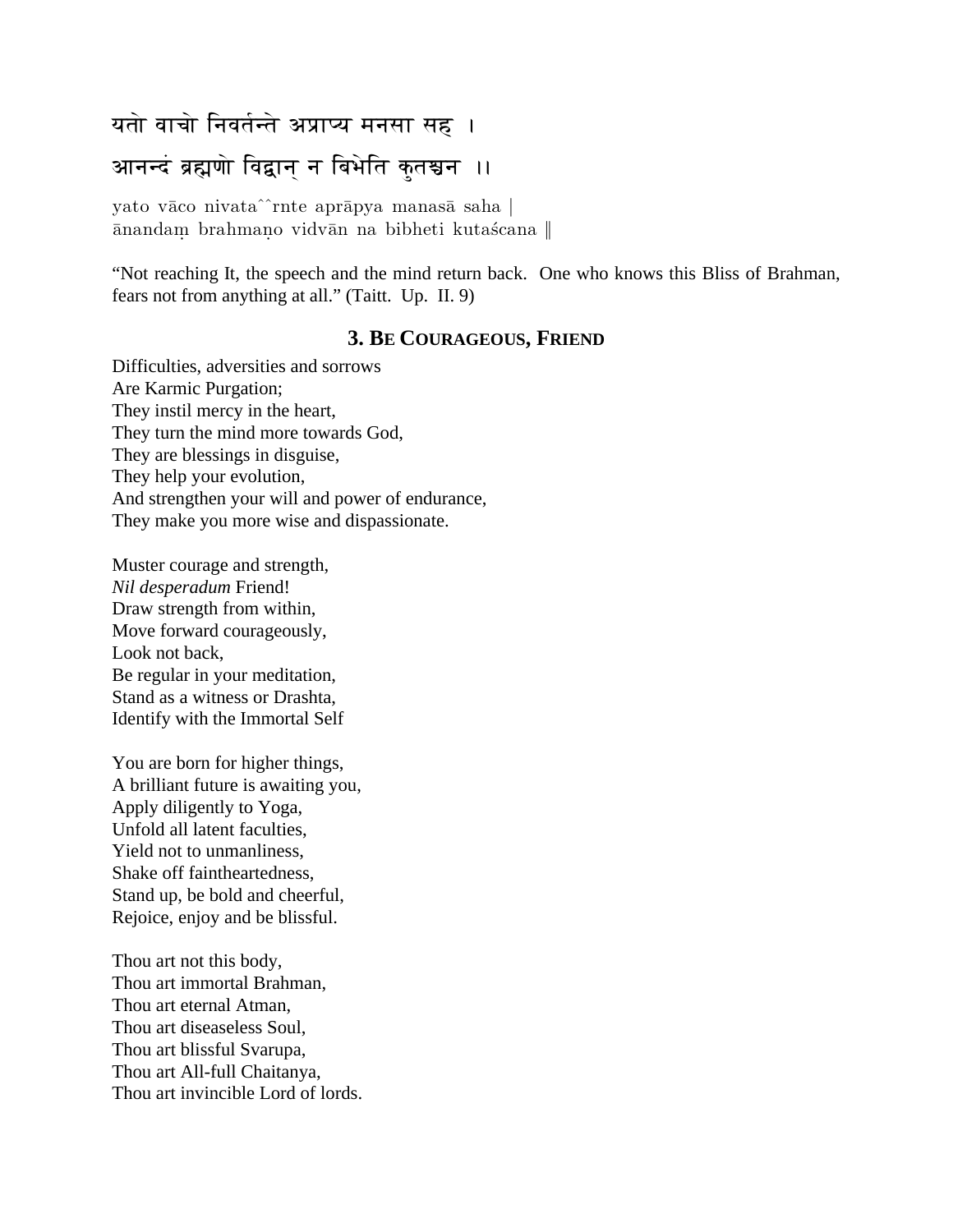यतो वाचो निवर्तन्ते अप्राप्य मनसा सह ।

आनन्दं ब्रह्मणो विद्वान् न बिभेति कुतश्चन ।।

yato vāco nivataˆˆrnte aprāpya manasā saha |
ānandaṃ brahmaṇo vidvān na bibheti kutaścana ‖

"Not reaching It, the speech and the mind return back. One who knows this Bliss of Brahman, fears not from anything at all." (Taitt. Up. II. 9)

## 3. Be Courageous, Friend

Difficulties, adversities and sorrows
Are Karmic Purgation;
They instil mercy in the heart,
They turn the mind more towards God,
They are blessings in disguise,
They help your evolution,
And strengthen your will and power of endurance,
They make you more wise and dispassionate.

Muster courage and strength,
*Nil desperadum* Friend!
Draw strength from within,
Move forward courageously,
Look not back,
Be regular in your meditation,
Stand as a witness or Drashta,
Identify with the Immortal Self

You are born for higher things,
A brilliant future is awaiting you,
Apply diligently to Yoga,
Unfold all latent faculties,
Yield not to unmanliness,
Shake off faintheartedness,
Stand up, be bold and cheerful,
Rejoice, enjoy and be blissful.

Thou art not this body,
Thou art immortal Brahman,
Thou art eternal Atman,
Thou art diseaseless Soul,
Thou art blissful Svarupa,
Thou art All-full Chaitanya,
Thou art invincible Lord of lords.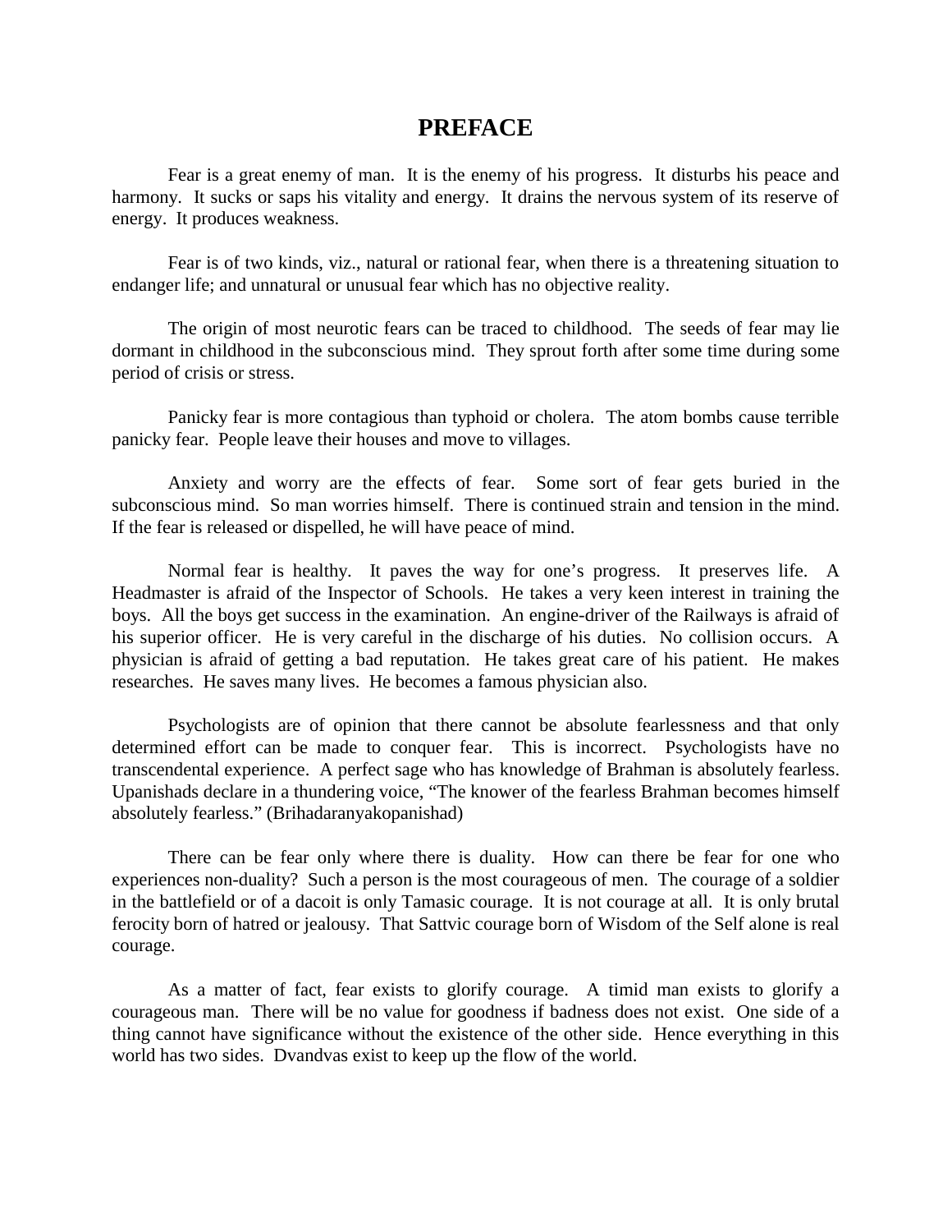# PREFACE

Fear is a great enemy of man. It is the enemy of his progress. It disturbs his peace and harmony. It sucks or saps his vitality and energy. It drains the nervous system of its reserve of energy. It produces weakness.

Fear is of two kinds, viz., natural or rational fear, when there is a threatening situation to endanger life; and unnatural or unusual fear which has no objective reality.

The origin of most neurotic fears can be traced to childhood. The seeds of fear may lie dormant in childhood in the subconscious mind. They sprout forth after some time during some period of crisis or stress.

Panicky fear is more contagious than typhoid or cholera. The atom bombs cause terrible panicky fear. People leave their houses and move to villages.

Anxiety and worry are the effects of fear. Some sort of fear gets buried in the subconscious mind. So man worries himself. There is continued strain and tension in the mind. If the fear is released or dispelled, he will have peace of mind.

Normal fear is healthy. It paves the way for one's progress. It preserves life. A Headmaster is afraid of the Inspector of Schools. He takes a very keen interest in training the boys. All the boys get success in the examination. An engine-driver of the Railways is afraid of his superior officer. He is very careful in the discharge of his duties. No collision occurs. A physician is afraid of getting a bad reputation. He takes great care of his patient. He makes researches. He saves many lives. He becomes a famous physician also.

Psychologists are of opinion that there cannot be absolute fearlessness and that only determined effort can be made to conquer fear. This is incorrect. Psychologists have no transcendental experience. A perfect sage who has knowledge of Brahman is absolutely fearless. Upanishads declare in a thundering voice, "The knower of the fearless Brahman becomes himself absolutely fearless." (Brihadaranyakopanishad)

There can be fear only where there is duality. How can there be fear for one who experiences non-duality? Such a person is the most courageous of men. The courage of a soldier in the battlefield or of a dacoit is only Tamasic courage. It is not courage at all. It is only brutal ferocity born of hatred or jealousy. That Sattvic courage born of Wisdom of the Self alone is real courage.

As a matter of fact, fear exists to glorify courage. A timid man exists to glorify a courageous man. There will be no value for goodness if badness does not exist. One side of a thing cannot have significance without the existence of the other side. Hence everything in this world has two sides. Dvandvas exist to keep up the flow of the world.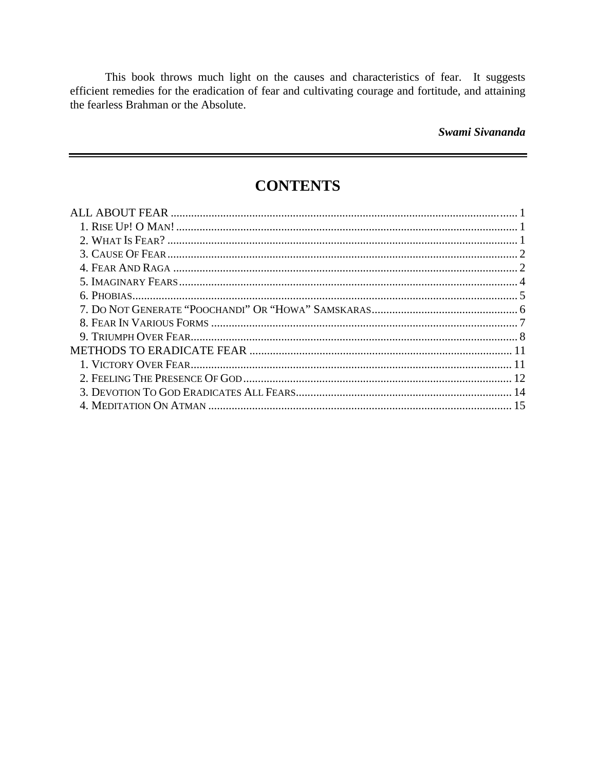This book throws much light on the causes and characteristics of fear. It suggests efficient remedies for the eradication of fear and cultivating courage and fortitude, and attaining the fearless Brahman or the Absolute.

***Swami Sivananda***

---

# CONTENTS

ALL ABOUT FEAR ..... 1

- 1. Rise Up! O Man! ..... 1
- 2. What Is Fear? ..... 1
- 3. Cause Of Fear ..... 2
- 4. Fear And Raga ..... 2
- 5. Imaginary Fears ..... 4
- 6. Phobias ..... 5
- 7. Do Not Generate "Poochandi" Or "Howa" Samskaras ..... 6
- 8. Fear In Various Forms ..... 7
- 9. Triumph Over Fear ..... 8

METHODS TO ERADICATE FEAR ..... 11

- 1. Victory Over Fear ..... 11
- 2. Feeling The Presence Of God ..... 12
- 3. Devotion To God Eradicates All Fears ..... 14
- 4. Meditation On Atman ..... 15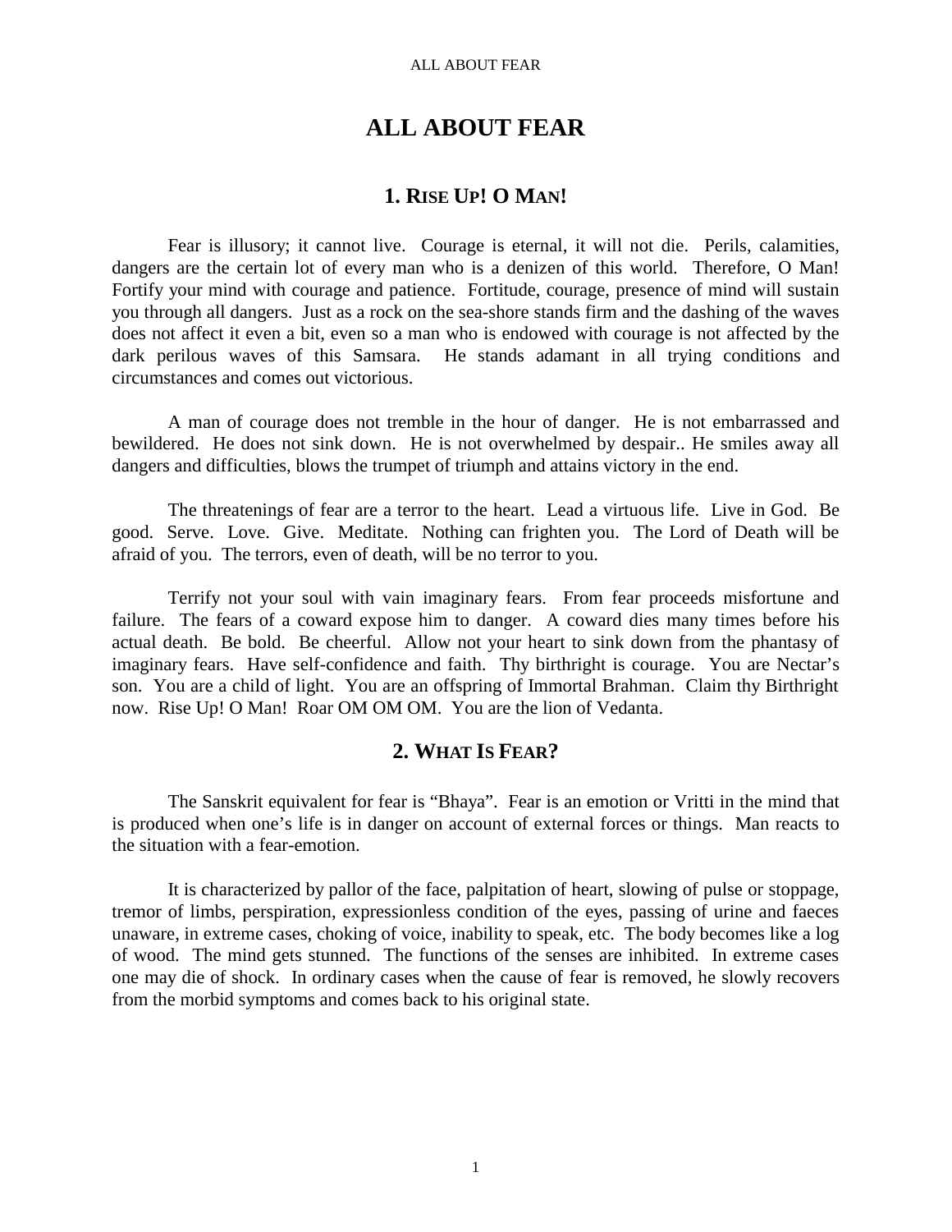# ALL ABOUT FEAR

## 1. Rise Up! O Man!

Fear is illusory; it cannot live. Courage is eternal, it will not die. Perils, calamities, dangers are the certain lot of every man who is a denizen of this world. Therefore, O Man! Fortify your mind with courage and patience. Fortitude, courage, presence of mind will sustain you through all dangers. Just as a rock on the sea-shore stands firm and the dashing of the waves does not affect it even a bit, even so a man who is endowed with courage is not affected by the dark perilous waves of this Samsara. He stands adamant in all trying conditions and circumstances and comes out victorious.

A man of courage does not tremble in the hour of danger. He is not embarrassed and bewildered. He does not sink down. He is not overwhelmed by despair.. He smiles away all dangers and difficulties, blows the trumpet of triumph and attains victory in the end.

The threatenings of fear are a terror to the heart. Lead a virtuous life. Live in God. Be good. Serve. Love. Give. Meditate. Nothing can frighten you. The Lord of Death will be afraid of you. The terrors, even of death, will be no terror to you.

Terrify not your soul with vain imaginary fears. From fear proceeds misfortune and failure. The fears of a coward expose him to danger. A coward dies many times before his actual death. Be bold. Be cheerful. Allow not your heart to sink down from the phantasy of imaginary fears. Have self-confidence and faith. Thy birthright is courage. You are Nectar's son. You are a child of light. You are an offspring of Immortal Brahman. Claim thy Birthright now. Rise Up! O Man! Roar OM OM OM. You are the lion of Vedanta.

## 2. What Is Fear?

The Sanskrit equivalent for fear is "Bhaya". Fear is an emotion or Vritti in the mind that is produced when one's life is in danger on account of external forces or things. Man reacts to the situation with a fear-emotion.

It is characterized by pallor of the face, palpitation of heart, slowing of pulse or stoppage, tremor of limbs, perspiration, expressionless condition of the eyes, passing of urine and faeces unaware, in extreme cases, choking of voice, inability to speak, etc. The body becomes like a log of wood. The mind gets stunned. The functions of the senses are inhibited. In extreme cases one may die of shock. In ordinary cases when the cause of fear is removed, he slowly recovers from the morbid symptoms and comes back to his original state.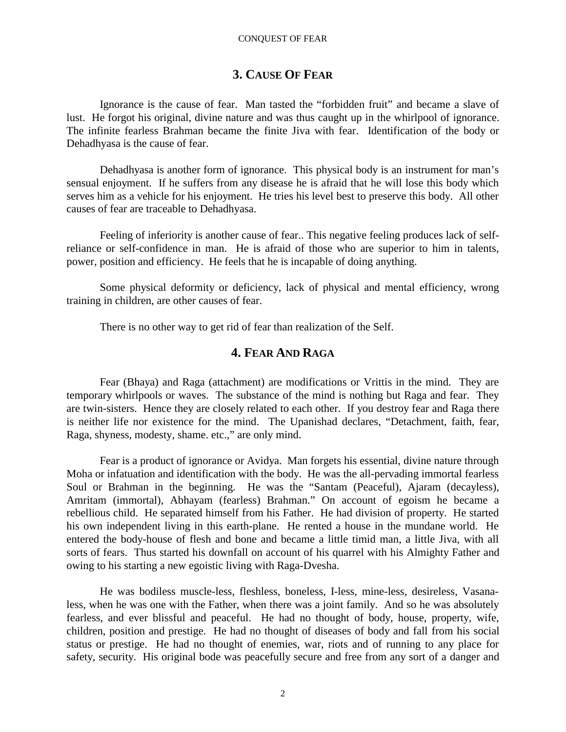## 3. Cause Of Fear

Ignorance is the cause of fear. Man tasted the "forbidden fruit" and became a slave of lust. He forgot his original, divine nature and was thus caught up in the whirlpool of ignorance. The infinite fearless Brahman became the finite Jiva with fear. Identification of the body or Dehadhyasa is the cause of fear.

Dehadhyasa is another form of ignorance. This physical body is an instrument for man's sensual enjoyment. If he suffers from any disease he is afraid that he will lose this body which serves him as a vehicle for his enjoyment. He tries his level best to preserve this body. All other causes of fear are traceable to Dehadhyasa.

Feeling of inferiority is another cause of fear.. This negative feeling produces lack of self-reliance or self-confidence in man. He is afraid of those who are superior to him in talents, power, position and efficiency. He feels that he is incapable of doing anything.

Some physical deformity or deficiency, lack of physical and mental efficiency, wrong training in children, are other causes of fear.

There is no other way to get rid of fear than realization of the Self.

## 4. Fear And Raga

Fear (Bhaya) and Raga (attachment) are modifications or Vrittis in the mind. They are temporary whirlpools or waves. The substance of the mind is nothing but Raga and fear. They are twin-sisters. Hence they are closely related to each other. If you destroy fear and Raga there is neither life nor existence for the mind. The Upanishad declares, "Detachment, faith, fear, Raga, shyness, modesty, shame. etc.," are only mind.

Fear is a product of ignorance or Avidya. Man forgets his essential, divine nature through Moha or infatuation and identification with the body. He was the all-pervading immortal fearless Soul or Brahman in the beginning. He was the "Santam (Peaceful), Ajaram (decayless), Amritam (immortal), Abhayam (fearless) Brahman." On account of egoism he became a rebellious child. He separated himself from his Father. He had division of property. He started his own independent living in this earth-plane. He rented a house in the mundane world. He entered the body-house of flesh and bone and became a little timid man, a little Jiva, with all sorts of fears. Thus started his downfall on account of his quarrel with his Almighty Father and owing to his starting a new egoistic living with Raga-Dvesha.

He was bodiless muscle-less, fleshless, boneless, I-less, mine-less, desireless, Vasana-less, when he was one with the Father, when there was a joint family. And so he was absolutely fearless, and ever blissful and peaceful. He had no thought of body, house, property, wife, children, position and prestige. He had no thought of diseases of body and fall from his social status or prestige. He had no thought of enemies, war, riots and of running to any place for safety, security. His original bode was peacefully secure and free from any sort of a danger and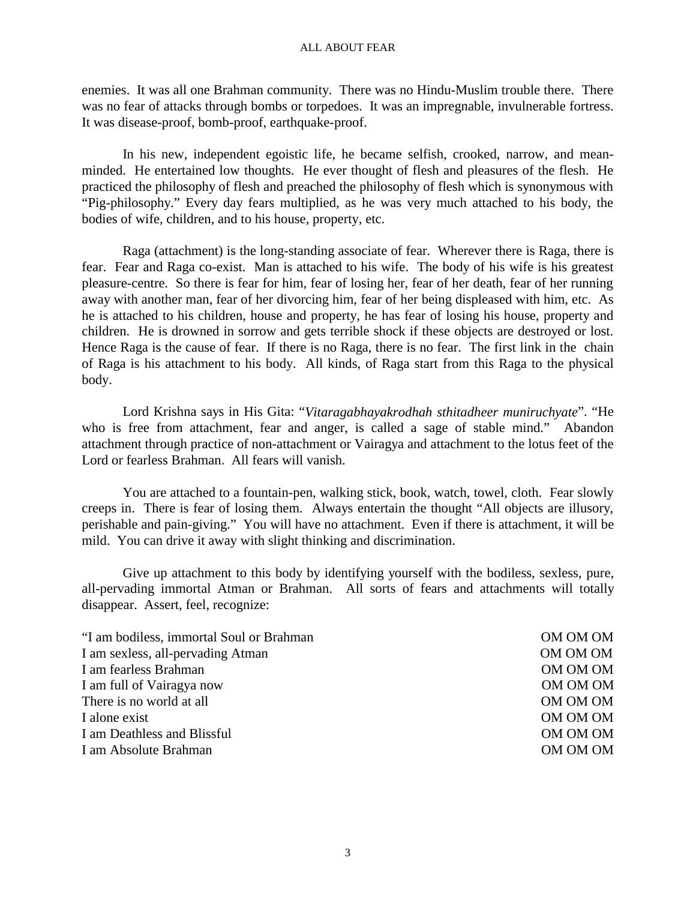enemies. It was all one Brahman community. There was no Hindu-Muslim trouble there. There was no fear of attacks through bombs or torpedoes. It was an impregnable, invulnerable fortress. It was disease-proof, bomb-proof, earthquake-proof.

In his new, independent egoistic life, he became selfish, crooked, narrow, and mean-minded. He entertained low thoughts. He ever thought of flesh and pleasures of the flesh. He practiced the philosophy of flesh and preached the philosophy of flesh which is synonymous with "Pig-philosophy." Every day fears multiplied, as he was very much attached to his body, the bodies of wife, children, and to his house, property, etc.

Raga (attachment) is the long-standing associate of fear. Wherever there is Raga, there is fear. Fear and Raga co-exist. Man is attached to his wife. The body of his wife is his greatest pleasure-centre. So there is fear for him, fear of losing her, fear of her death, fear of her running away with another man, fear of her divorcing him, fear of her being displeased with him, etc. As he is attached to his children, house and property, he has fear of losing his house, property and children. He is drowned in sorrow and gets terrible shock if these objects are destroyed or lost. Hence Raga is the cause of fear. If there is no Raga, there is no fear. The first link in the chain of Raga is his attachment to his body. All kinds, of Raga start from this Raga to the physical body.

Lord Krishna says in His Gita: "*Vitaragabhayakrodhah sthitadheer muniruchyate*". "He who is free from attachment, fear and anger, is called a sage of stable mind." Abandon attachment through practice of non-attachment or Vairagya and attachment to the lotus feet of the Lord or fearless Brahman. All fears will vanish.

You are attached to a fountain-pen, walking stick, book, watch, towel, cloth. Fear slowly creeps in. There is fear of losing them. Always entertain the thought "All objects are illusory, perishable and pain-giving." You will have no attachment. Even if there is attachment, it will be mild. You can drive it away with slight thinking and discrimination.

Give up attachment to this body by identifying yourself with the bodiless, sexless, pure, all-pervading immortal Atman or Brahman. All sorts of fears and attachments will totally disappear. Assert, feel, recognize:

"I am bodiless, immortal Soul or Brahman — OM OM OM  
I am sexless, all-pervading Atman — OM OM OM  
I am fearless Brahman — OM OM OM  
I am full of Vairagya now — OM OM OM  
There is no world at all — OM OM OM  
I alone exist — OM OM OM  
I am Deathless and Blissful — OM OM OM  
I am Absolute Brahman — OM OM OM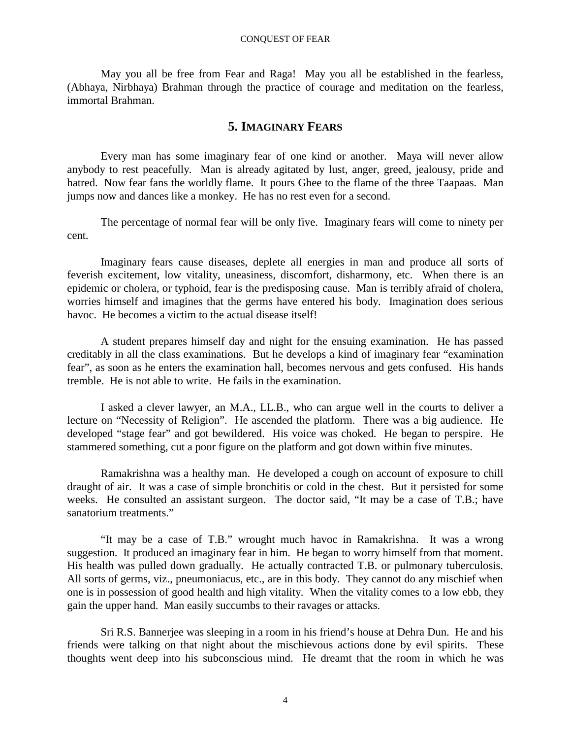May you all be free from Fear and Raga! May you all be established in the fearless, (Abhaya, Nirbhaya) Brahman through the practice of courage and meditation on the fearless, immortal Brahman.

## 5. IMAGINARY FEARS

Every man has some imaginary fear of one kind or another. Maya will never allow anybody to rest peacefully. Man is already agitated by lust, anger, greed, jealousy, pride and hatred. Now fear fans the worldly flame. It pours Ghee to the flame of the three Taapaas. Man jumps now and dances like a monkey. He has no rest even for a second.

The percentage of normal fear will be only five. Imaginary fears will come to ninety per cent.

Imaginary fears cause diseases, deplete all energies in man and produce all sorts of feverish excitement, low vitality, uneasiness, discomfort, disharmony, etc. When there is an epidemic or cholera, or typhoid, fear is the predisposing cause. Man is terribly afraid of cholera, worries himself and imagines that the germs have entered his body. Imagination does serious havoc. He becomes a victim to the actual disease itself!

A student prepares himself day and night for the ensuing examination. He has passed creditably in all the class examinations. But he develops a kind of imaginary fear "examination fear", as soon as he enters the examination hall, becomes nervous and gets confused. His hands tremble. He is not able to write. He fails in the examination.

I asked a clever lawyer, an M.A., LL.B., who can argue well in the courts to deliver a lecture on "Necessity of Religion". He ascended the platform. There was a big audience. He developed "stage fear" and got bewildered. His voice was choked. He began to perspire. He stammered something, cut a poor figure on the platform and got down within five minutes.

Ramakrishna was a healthy man. He developed a cough on account of exposure to chill draught of air. It was a case of simple bronchitis or cold in the chest. But it persisted for some weeks. He consulted an assistant surgeon. The doctor said, "It may be a case of T.B.; have sanatorium treatments."

"It may be a case of T.B." wrought much havoc in Ramakrishna. It was a wrong suggestion. It produced an imaginary fear in him. He began to worry himself from that moment. His health was pulled down gradually. He actually contracted T.B. or pulmonary tuberculosis. All sorts of germs, viz., pneumoniacus, etc., are in this body. They cannot do any mischief when one is in possession of good health and high vitality. When the vitality comes to a low ebb, they gain the upper hand. Man easily succumbs to their ravages or attacks.

Sri R.S. Bannerjee was sleeping in a room in his friend's house at Dehra Dun. He and his friends were talking on that night about the mischievous actions done by evil spirits. These thoughts went deep into his subconscious mind. He dreamt that the room in which he was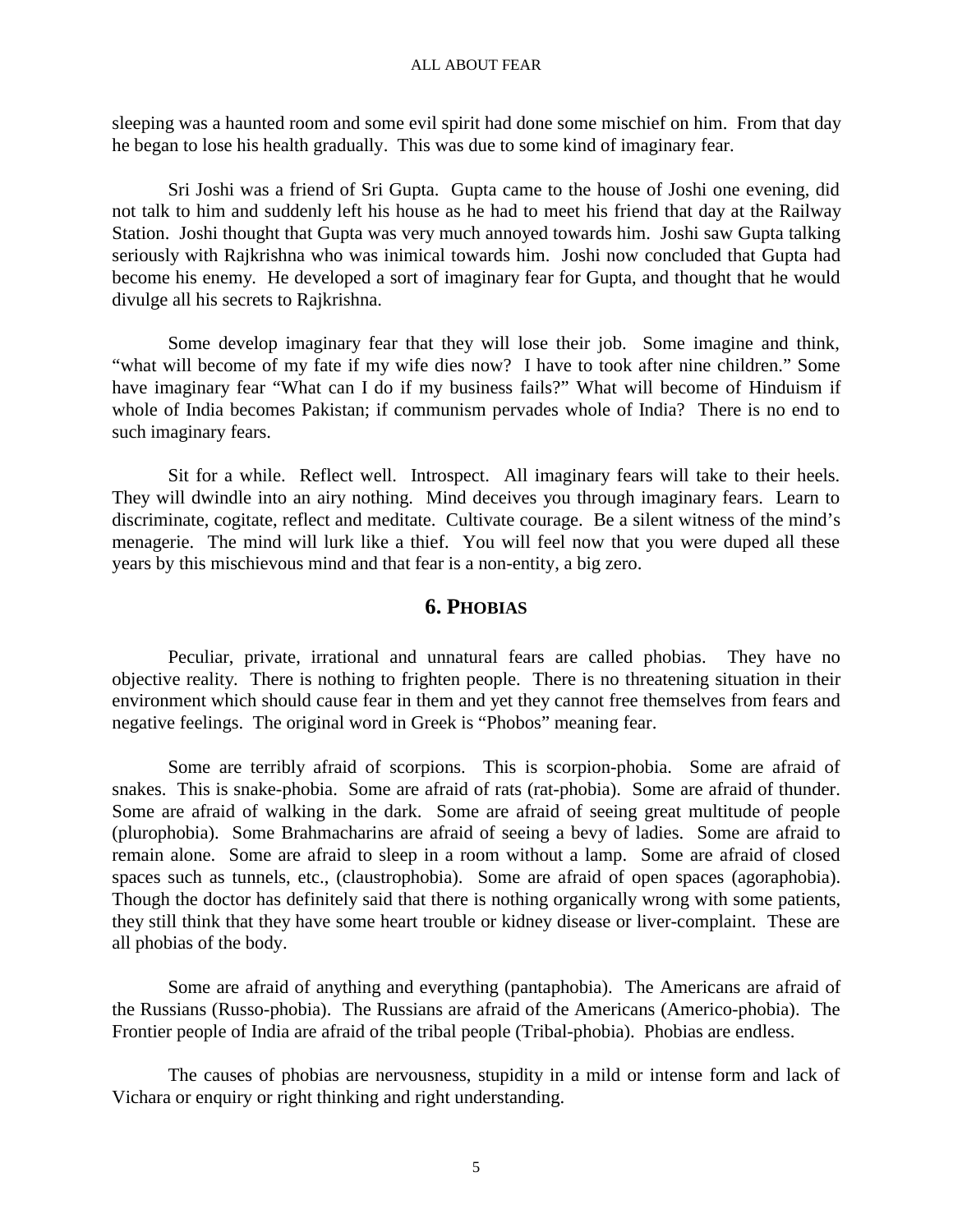sleeping was a haunted room and some evil spirit had done some mischief on him. From that day he began to lose his health gradually. This was due to some kind of imaginary fear.

Sri Joshi was a friend of Sri Gupta. Gupta came to the house of Joshi one evening, did not talk to him and suddenly left his house as he had to meet his friend that day at the Railway Station. Joshi thought that Gupta was very much annoyed towards him. Joshi saw Gupta talking seriously with Rajkrishna who was inimical towards him. Joshi now concluded that Gupta had become his enemy. He developed a sort of imaginary fear for Gupta, and thought that he would divulge all his secrets to Rajkrishna.

Some develop imaginary fear that they will lose their job. Some imagine and think, "what will become of my fate if my wife dies now? I have to took after nine children." Some have imaginary fear "What can I do if my business fails?" What will become of Hinduism if whole of India becomes Pakistan; if communism pervades whole of India? There is no end to such imaginary fears.

Sit for a while. Reflect well. Introspect. All imaginary fears will take to their heels. They will dwindle into an airy nothing. Mind deceives you through imaginary fears. Learn to discriminate, cogitate, reflect and meditate. Cultivate courage. Be a silent witness of the mind's menagerie. The mind will lurk like a thief. You will feel now that you were duped all these years by this mischievous mind and that fear is a non-entity, a big zero.

## 6. PHOBIAS

Peculiar, private, irrational and unnatural fears are called phobias. They have no objective reality. There is nothing to frighten people. There is no threatening situation in their environment which should cause fear in them and yet they cannot free themselves from fears and negative feelings. The original word in Greek is "Phobos" meaning fear.

Some are terribly afraid of scorpions. This is scorpion-phobia. Some are afraid of snakes. This is snake-phobia. Some are afraid of rats (rat-phobia). Some are afraid of thunder. Some are afraid of walking in the dark. Some are afraid of seeing great multitude of people (plurophobia). Some Brahmacharins are afraid of seeing a bevy of ladies. Some are afraid to remain alone. Some are afraid to sleep in a room without a lamp. Some are afraid of closed spaces such as tunnels, etc., (claustrophobia). Some are afraid of open spaces (agoraphobia). Though the doctor has definitely said that there is nothing organically wrong with some patients, they still think that they have some heart trouble or kidney disease or liver-complaint. These are all phobias of the body.

Some are afraid of anything and everything (pantaphobia). The Americans are afraid of the Russians (Russo-phobia). The Russians are afraid of the Americans (Americo-phobia). The Frontier people of India are afraid of the tribal people (Tribal-phobia). Phobias are endless.

The causes of phobias are nervousness, stupidity in a mild or intense form and lack of Vichara or enquiry or right thinking and right understanding.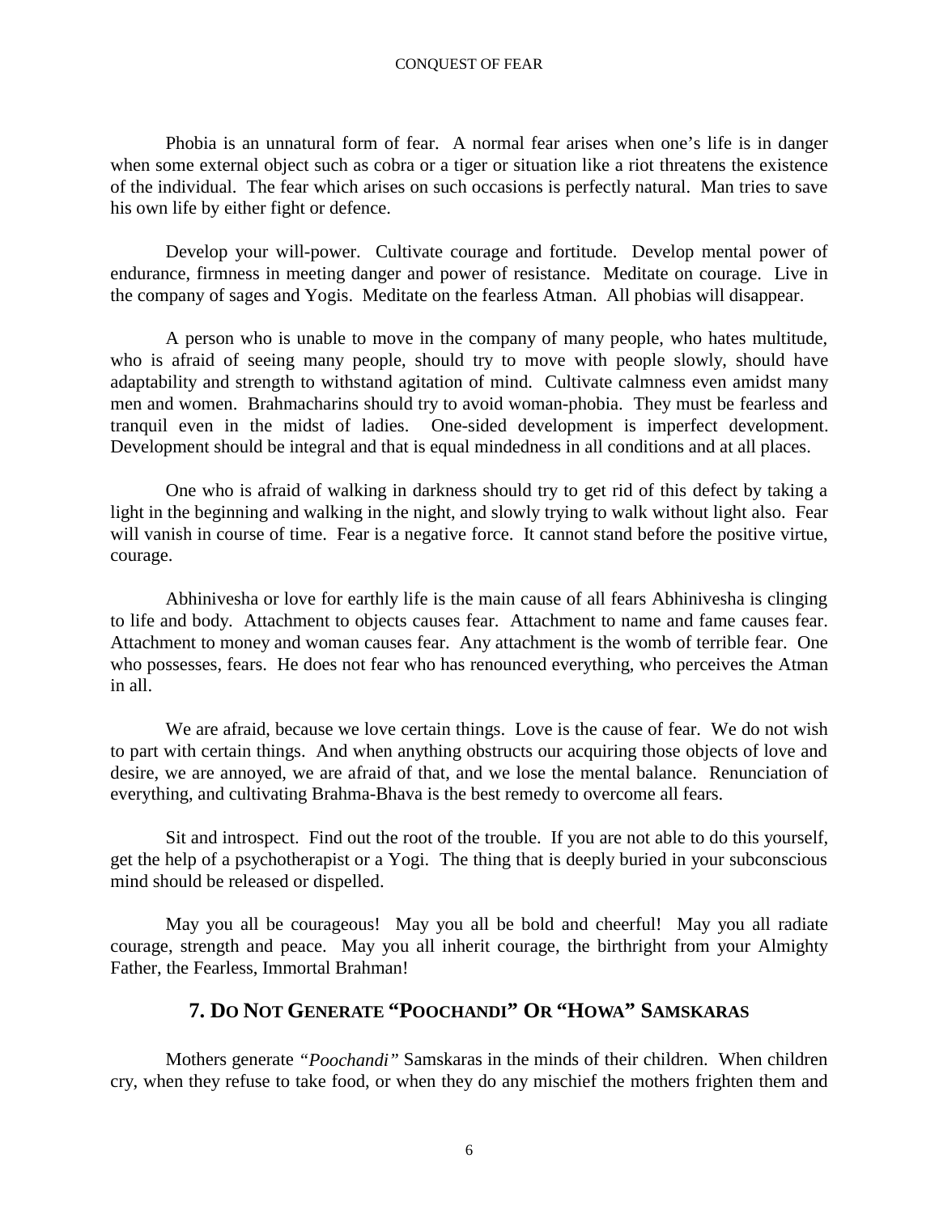Phobia is an unnatural form of fear. A normal fear arises when one's life is in danger when some external object such as cobra or a tiger or situation like a riot threatens the existence of the individual. The fear which arises on such occasions is perfectly natural. Man tries to save his own life by either fight or defence.

Develop your will-power. Cultivate courage and fortitude. Develop mental power of endurance, firmness in meeting danger and power of resistance. Meditate on courage. Live in the company of sages and Yogis. Meditate on the fearless Atman. All phobias will disappear.

A person who is unable to move in the company of many people, who hates multitude, who is afraid of seeing many people, should try to move with people slowly, should have adaptability and strength to withstand agitation of mind. Cultivate calmness even amidst many men and women. Brahmacharins should try to avoid woman-phobia. They must be fearless and tranquil even in the midst of ladies. One-sided development is imperfect development. Development should be integral and that is equal mindedness in all conditions and at all places.

One who is afraid of walking in darkness should try to get rid of this defect by taking a light in the beginning and walking in the night, and slowly trying to walk without light also. Fear will vanish in course of time. Fear is a negative force. It cannot stand before the positive virtue, courage.

Abhinivesha or love for earthly life is the main cause of all fears Abhinivesha is clinging to life and body. Attachment to objects causes fear. Attachment to name and fame causes fear. Attachment to money and woman causes fear. Any attachment is the womb of terrible fear. One who possesses, fears. He does not fear who has renounced everything, who perceives the Atman in all.

We are afraid, because we love certain things. Love is the cause of fear. We do not wish to part with certain things. And when anything obstructs our acquiring those objects of love and desire, we are annoyed, we are afraid of that, and we lose the mental balance. Renunciation of everything, and cultivating Brahma-Bhava is the best remedy to overcome all fears.

Sit and introspect. Find out the root of the trouble. If you are not able to do this yourself, get the help of a psychotherapist or a Yogi. The thing that is deeply buried in your subconscious mind should be released or dispelled.

May you all be courageous! May you all be bold and cheerful! May you all radiate courage, strength and peace. May you all inherit courage, the birthright from your Almighty Father, the Fearless, Immortal Brahman!

## 7. Do Not Generate "Poochandi" Or "Howa" Samskaras

Mothers generate *"Poochandi"* Samskaras in the minds of their children. When children cry, when they refuse to take food, or when they do any mischief the mothers frighten them and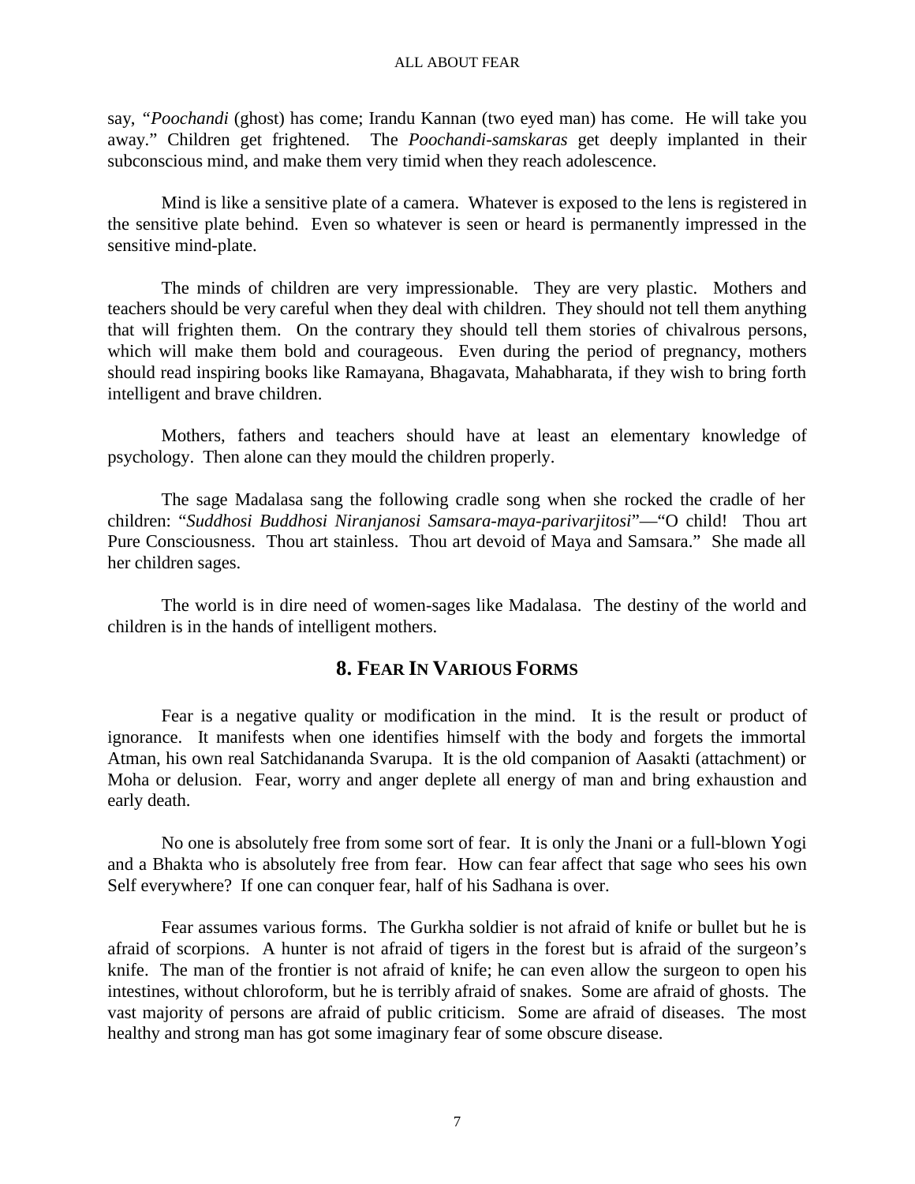say, "*Poochandi* (ghost) has come; Irandu Kannan (two eyed man) has come. He will take you away." Children get frightened. The *Poochandi-samskaras* get deeply implanted in their subconscious mind, and make them very timid when they reach adolescence.

Mind is like a sensitive plate of a camera. Whatever is exposed to the lens is registered in the sensitive plate behind. Even so whatever is seen or heard is permanently impressed in the sensitive mind-plate.

The minds of children are very impressionable. They are very plastic. Mothers and teachers should be very careful when they deal with children. They should not tell them anything that will frighten them. On the contrary they should tell them stories of chivalrous persons, which will make them bold and courageous. Even during the period of pregnancy, mothers should read inspiring books like Ramayana, Bhagavata, Mahabharata, if they wish to bring forth intelligent and brave children.

Mothers, fathers and teachers should have at least an elementary knowledge of psychology. Then alone can they mould the children properly.

The sage Madalasa sang the following cradle song when she rocked the cradle of her children: "*Suddhosi Buddhosi Niranjanosi Samsara-maya-parivarjitosi*"—"O child! Thou art Pure Consciousness. Thou art stainless. Thou art devoid of Maya and Samsara." She made all her children sages.

The world is in dire need of women-sages like Madalasa. The destiny of the world and children is in the hands of intelligent mothers.

## 8. Fear In Various Forms

Fear is a negative quality or modification in the mind. It is the result or product of ignorance. It manifests when one identifies himself with the body and forgets the immortal Atman, his own real Satchidananda Svarupa. It is the old companion of Aasakti (attachment) or Moha or delusion. Fear, worry and anger deplete all energy of man and bring exhaustion and early death.

No one is absolutely free from some sort of fear. It is only the Jnani or a full-blown Yogi and a Bhakta who is absolutely free from fear. How can fear affect that sage who sees his own Self everywhere? If one can conquer fear, half of his Sadhana is over.

Fear assumes various forms. The Gurkha soldier is not afraid of knife or bullet but he is afraid of scorpions. A hunter is not afraid of tigers in the forest but is afraid of the surgeon's knife. The man of the frontier is not afraid of knife; he can even allow the surgeon to open his intestines, without chloroform, but he is terribly afraid of snakes. Some are afraid of ghosts. The vast majority of persons are afraid of public criticism. Some are afraid of diseases. The most healthy and strong man has got some imaginary fear of some obscure disease.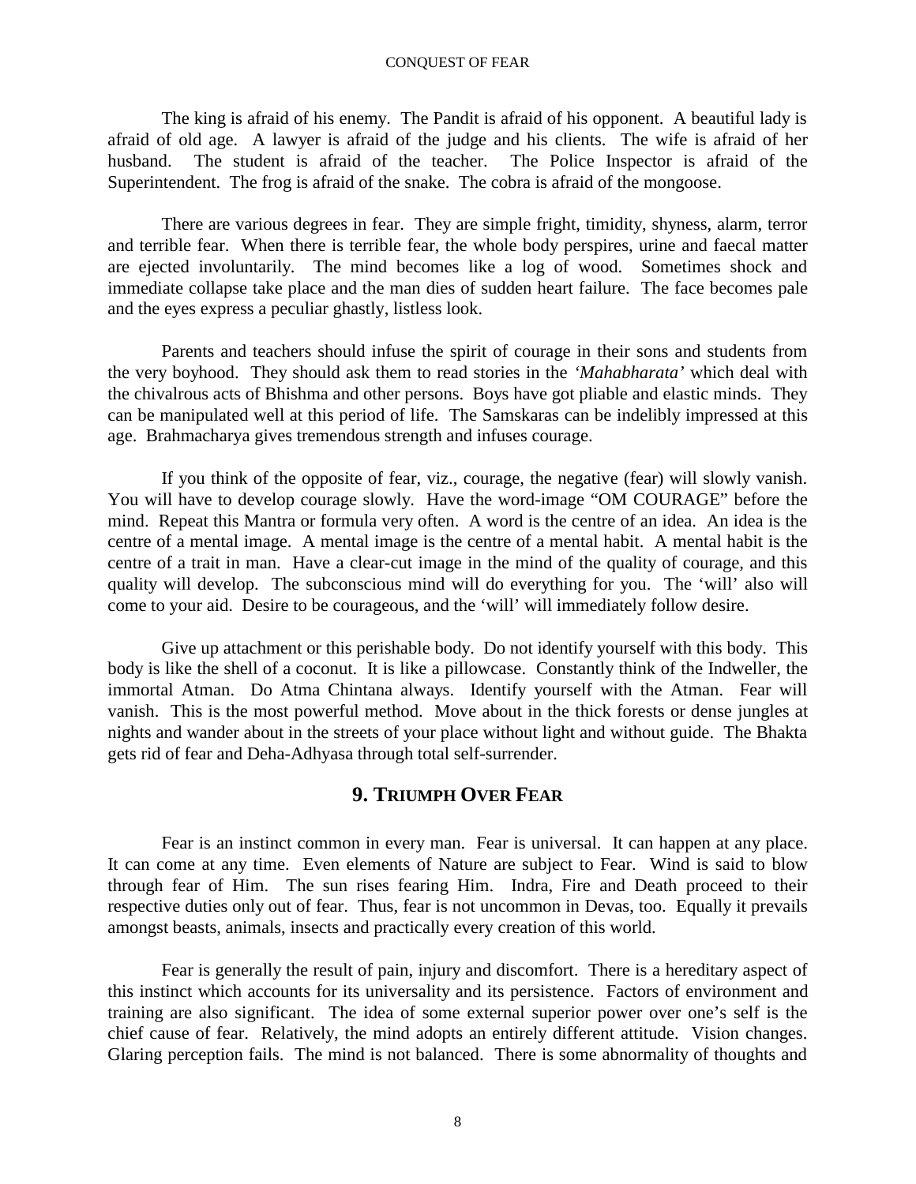The king is afraid of his enemy. The Pandit is afraid of his opponent. A beautiful lady is afraid of old age. A lawyer is afraid of the judge and his clients. The wife is afraid of her husband. The student is afraid of the teacher. The Police Inspector is afraid of the Superintendent. The frog is afraid of the snake. The cobra is afraid of the mongoose.

There are various degrees in fear. They are simple fright, timidity, shyness, alarm, terror and terrible fear. When there is terrible fear, the whole body perspires, urine and faecal matter are ejected involuntarily. The mind becomes like a log of wood. Sometimes shock and immediate collapse take place and the man dies of sudden heart failure. The face becomes pale and the eyes express a peculiar ghastly, listless look.

Parents and teachers should infuse the spirit of courage in their sons and students from the very boyhood. They should ask them to read stories in the *'Mahabharata'* which deal with the chivalrous acts of Bhishma and other persons. Boys have got pliable and elastic minds. They can be manipulated well at this period of life. The Samskaras can be indelibly impressed at this age. Brahmacharya gives tremendous strength and infuses courage.

If you think of the opposite of fear, viz., courage, the negative (fear) will slowly vanish. You will have to develop courage slowly. Have the word-image "OM COURAGE" before the mind. Repeat this Mantra or formula very often. A word is the centre of an idea. An idea is the centre of a mental image. A mental image is the centre of a mental habit. A mental habit is the centre of a trait in man. Have a clear-cut image in the mind of the quality of courage, and this quality will develop. The subconscious mind will do everything for you. The 'will' also will come to your aid. Desire to be courageous, and the 'will' will immediately follow desire.

Give up attachment or this perishable body. Do not identify yourself with this body. This body is like the shell of a coconut. It is like a pillowcase. Constantly think of the Indweller, the immortal Atman. Do Atma Chintana always. Identify yourself with the Atman. Fear will vanish. This is the most powerful method. Move about in the thick forests or dense jungles at nights and wander about in the streets of your place without light and without guide. The Bhakta gets rid of fear and Deha-Adhyasa through total self-surrender.

## 9. TRIUMPH OVER FEAR

Fear is an instinct common in every man. Fear is universal. It can happen at any place. It can come at any time. Even elements of Nature are subject to Fear. Wind is said to blow through fear of Him. The sun rises fearing Him. Indra, Fire and Death proceed to their respective duties only out of fear. Thus, fear is not uncommon in Devas, too. Equally it prevails amongst beasts, animals, insects and practically every creation of this world.

Fear is generally the result of pain, injury and discomfort. There is a hereditary aspect of this instinct which accounts for its universality and its persistence. Factors of environment and training are also significant. The idea of some external superior power over one's self is the chief cause of fear. Relatively, the mind adopts an entirely different attitude. Vision changes. Glaring perception fails. The mind is not balanced. There is some abnormality of thoughts and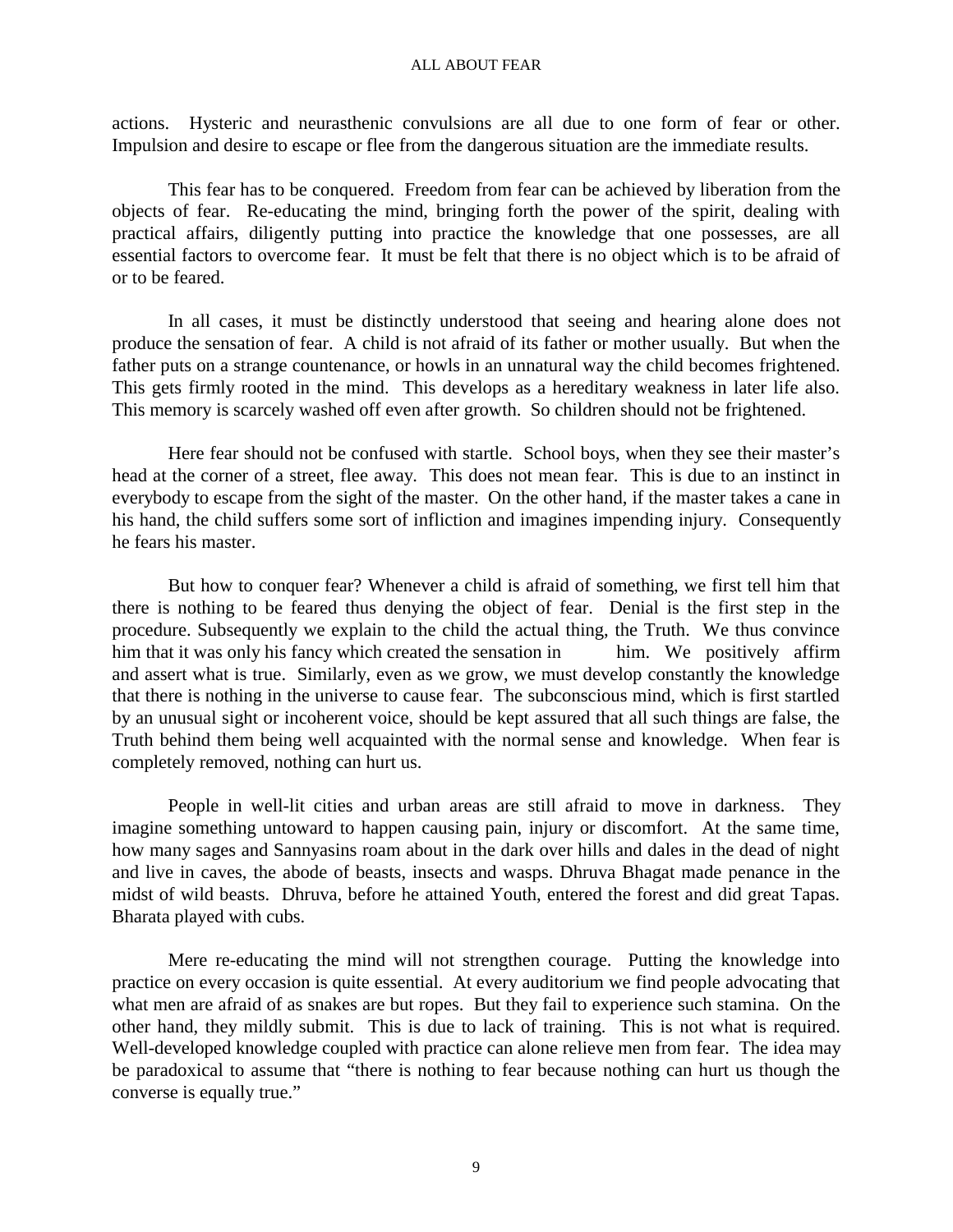actions. Hysteric and neurasthenic convulsions are all due to one form of fear or other. Impulsion and desire to escape or flee from the dangerous situation are the immediate results.

This fear has to be conquered. Freedom from fear can be achieved by liberation from the objects of fear. Re-educating the mind, bringing forth the power of the spirit, dealing with practical affairs, diligently putting into practice the knowledge that one possesses, are all essential factors to overcome fear. It must be felt that there is no object which is to be afraid of or to be feared.

In all cases, it must be distinctly understood that seeing and hearing alone does not produce the sensation of fear. A child is not afraid of its father or mother usually. But when the father puts on a strange countenance, or howls in an unnatural way the child becomes frightened. This gets firmly rooted in the mind. This develops as a hereditary weakness in later life also. This memory is scarcely washed off even after growth. So children should not be frightened.

Here fear should not be confused with startle. School boys, when they see their master's head at the corner of a street, flee away. This does not mean fear. This is due to an instinct in everybody to escape from the sight of the master. On the other hand, if the master takes a cane in his hand, the child suffers some sort of infliction and imagines impending injury. Consequently he fears his master.

But how to conquer fear? Whenever a child is afraid of something, we first tell him that there is nothing to be feared thus denying the object of fear. Denial is the first step in the procedure. Subsequently we explain to the child the actual thing, the Truth. We thus convince him that it was only his fancy which created the sensation in him. We positively affirm and assert what is true. Similarly, even as we grow, we must develop constantly the knowledge that there is nothing in the universe to cause fear. The subconscious mind, which is first startled by an unusual sight or incoherent voice, should be kept assured that all such things are false, the Truth behind them being well acquainted with the normal sense and knowledge. When fear is completely removed, nothing can hurt us.

People in well-lit cities and urban areas are still afraid to move in darkness. They imagine something untoward to happen causing pain, injury or discomfort. At the same time, how many sages and Sannyasins roam about in the dark over hills and dales in the dead of night and live in caves, the abode of beasts, insects and wasps. Dhruva Bhagat made penance in the midst of wild beasts. Dhruva, before he attained Youth, entered the forest and did great Tapas. Bharata played with cubs.

Mere re-educating the mind will not strengthen courage. Putting the knowledge into practice on every occasion is quite essential. At every auditorium we find people advocating that what men are afraid of as snakes are but ropes. But they fail to experience such stamina. On the other hand, they mildly submit. This is due to lack of training. This is not what is required. Well-developed knowledge coupled with practice can alone relieve men from fear. The idea may be paradoxical to assume that "there is nothing to fear because nothing can hurt us though the converse is equally true."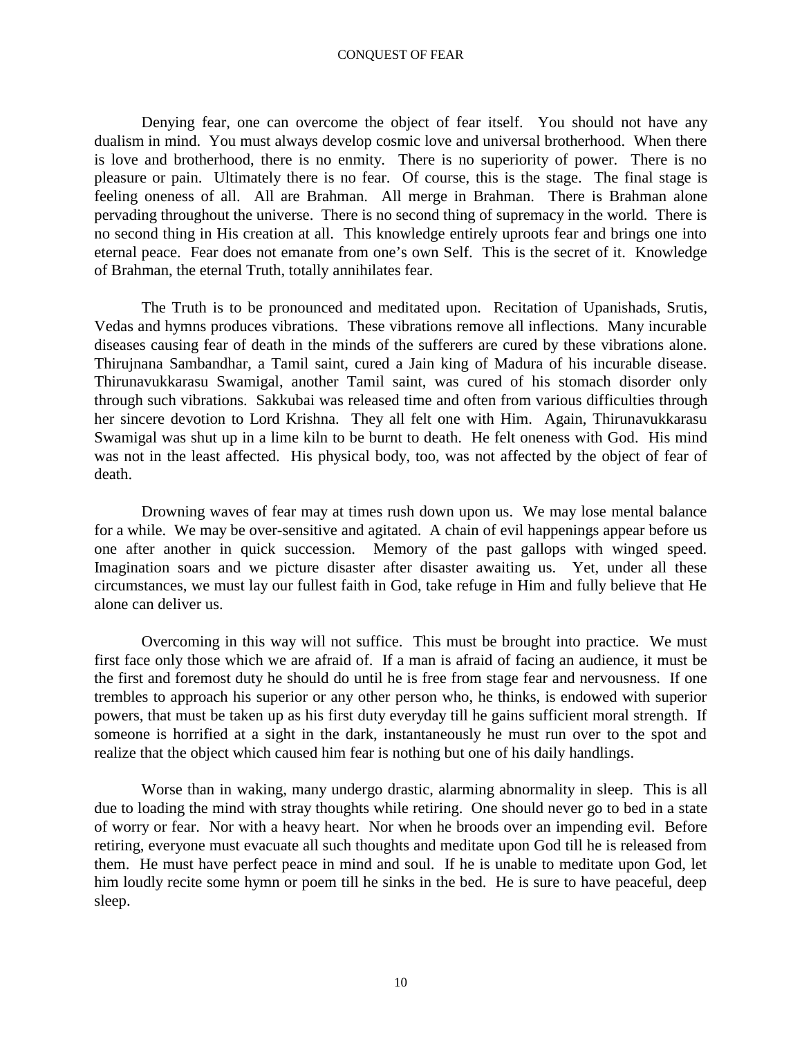Denying fear, one can overcome the object of fear itself. You should not have any dualism in mind. You must always develop cosmic love and universal brotherhood. When there is love and brotherhood, there is no enmity. There is no superiority of power. There is no pleasure or pain. Ultimately there is no fear. Of course, this is the stage. The final stage is feeling oneness of all. All are Brahman. All merge in Brahman. There is Brahman alone pervading throughout the universe. There is no second thing of supremacy in the world. There is no second thing in His creation at all. This knowledge entirely uproots fear and brings one into eternal peace. Fear does not emanate from one's own Self. This is the secret of it. Knowledge of Brahman, the eternal Truth, totally annihilates fear.

The Truth is to be pronounced and meditated upon. Recitation of Upanishads, Srutis, Vedas and hymns produces vibrations. These vibrations remove all inflections. Many incurable diseases causing fear of death in the minds of the sufferers are cured by these vibrations alone. Thirujnana Sambandhar, a Tamil saint, cured a Jain king of Madura of his incurable disease. Thirunavukkarasu Swamigal, another Tamil saint, was cured of his stomach disorder only through such vibrations. Sakkubai was released time and often from various difficulties through her sincere devotion to Lord Krishna. They all felt one with Him. Again, Thirunavukkarasu Swamigal was shut up in a lime kiln to be burnt to death. He felt oneness with God. His mind was not in the least affected. His physical body, too, was not affected by the object of fear of death.

Drowning waves of fear may at times rush down upon us. We may lose mental balance for a while. We may be over-sensitive and agitated. A chain of evil happenings appear before us one after another in quick succession. Memory of the past gallops with winged speed. Imagination soars and we picture disaster after disaster awaiting us. Yet, under all these circumstances, we must lay our fullest faith in God, take refuge in Him and fully believe that He alone can deliver us.

Overcoming in this way will not suffice. This must be brought into practice. We must first face only those which we are afraid of. If a man is afraid of facing an audience, it must be the first and foremost duty he should do until he is free from stage fear and nervousness. If one trembles to approach his superior or any other person who, he thinks, is endowed with superior powers, that must be taken up as his first duty everyday till he gains sufficient moral strength. If someone is horrified at a sight in the dark, instantaneously he must run over to the spot and realize that the object which caused him fear is nothing but one of his daily handlings.

Worse than in waking, many undergo drastic, alarming abnormality in sleep. This is all due to loading the mind with stray thoughts while retiring. One should never go to bed in a state of worry or fear. Nor with a heavy heart. Nor when he broods over an impending evil. Before retiring, everyone must evacuate all such thoughts and meditate upon God till he is released from them. He must have perfect peace in mind and soul. If he is unable to meditate upon God, let him loudly recite some hymn or poem till he sinks in the bed. He is sure to have peaceful, deep sleep.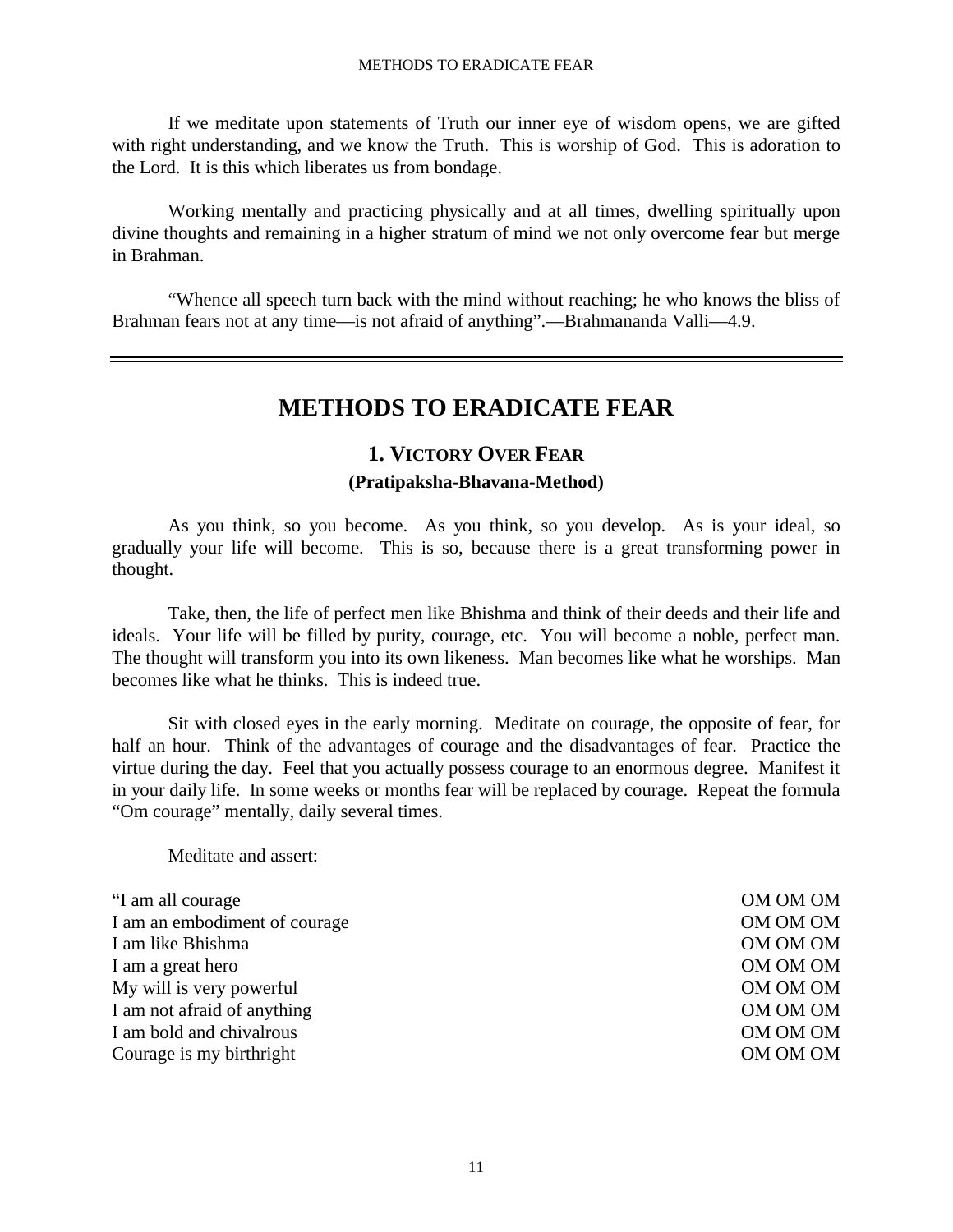If we meditate upon statements of Truth our inner eye of wisdom opens, we are gifted with right understanding, and we know the Truth. This is worship of God. This is adoration to the Lord. It is this which liberates us from bondage.

Working mentally and practicing physically and at all times, dwelling spiritually upon divine thoughts and remaining in a higher stratum of mind we not only overcome fear but merge in Brahman.

"Whence all speech turn back with the mind without reaching; he who knows the bliss of Brahman fears not at any time—is not afraid of anything".—Brahmananda Valli—4.9.

---

# METHODS TO ERADICATE FEAR

## 1. Victory Over Fear

### (Pratipaksha-Bhavana-Method)

As you think, so you become. As you think, so you develop. As is your ideal, so gradually your life will become. This is so, because there is a great transforming power in thought.

Take, then, the life of perfect men like Bhishma and think of their deeds and their life and ideals. Your life will be filled by purity, courage, etc. You will become a noble, perfect man. The thought will transform you into its own likeness. Man becomes like what he worships. Man becomes like what he thinks. This is indeed true.

Sit with closed eyes in the early morning. Meditate on courage, the opposite of fear, for half an hour. Think of the advantages of courage and the disadvantages of fear. Practice the virtue during the day. Feel that you actually possess courage to an enormous degree. Manifest it in your daily life. In some weeks or months fear will be replaced by courage. Repeat the formula "Om courage" mentally, daily several times.

Meditate and assert:

"I am all courage — OM OM OM
I am an embodiment of courage — OM OM OM
I am like Bhishma — OM OM OM
I am a great hero — OM OM OM
My will is very powerful — OM OM OM
I am not afraid of anything — OM OM OM
I am bold and chivalrous — OM OM OM
Courage is my birthright — OM OM OM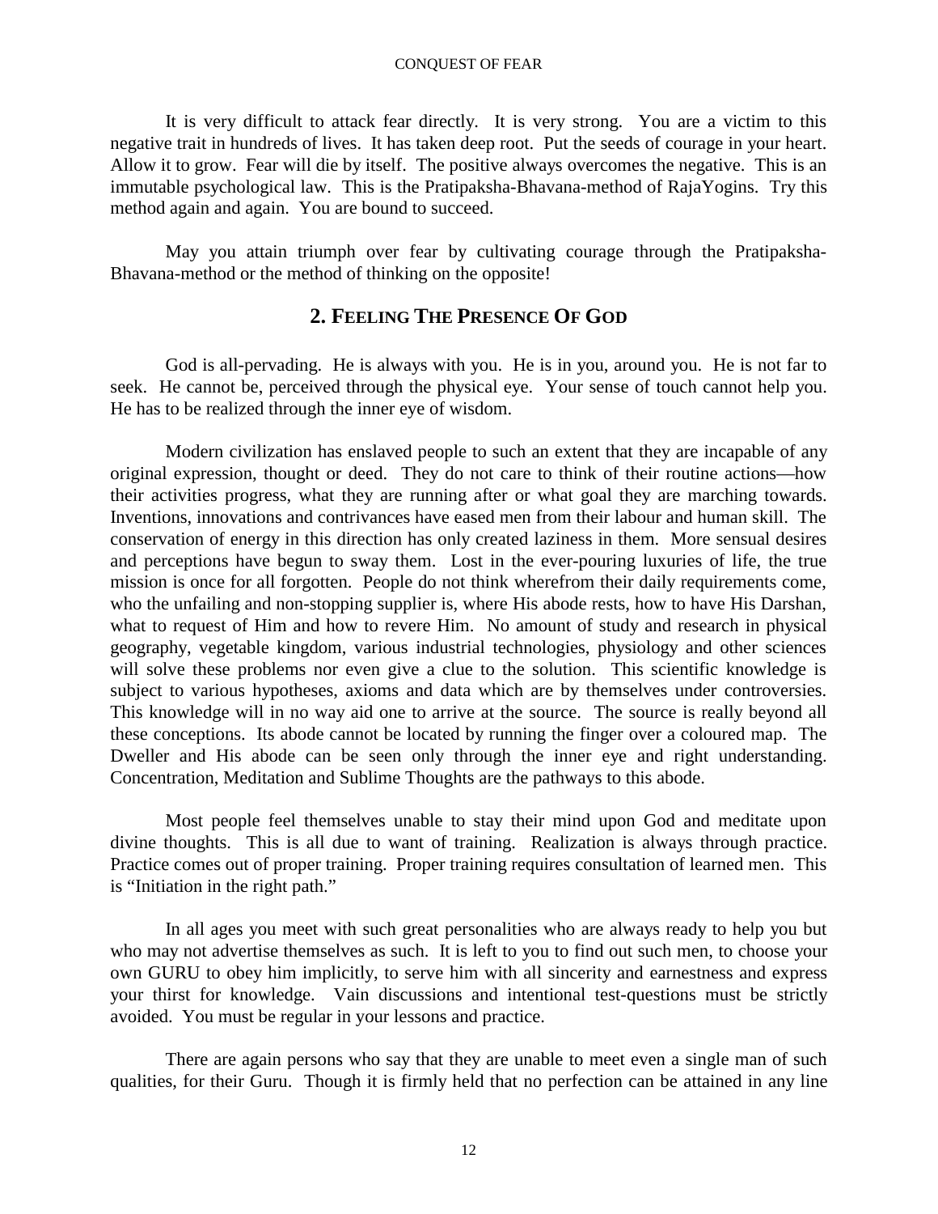It is very difficult to attack fear directly. It is very strong. You are a victim to this negative trait in hundreds of lives. It has taken deep root. Put the seeds of courage in your heart. Allow it to grow. Fear will die by itself. The positive always overcomes the negative. This is an immutable psychological law. This is the Pratipaksha-Bhavana-method of RajaYogins. Try this method again and again. You are bound to succeed.

May you attain triumph over fear by cultivating courage through the Pratipaksha-Bhavana-method or the method of thinking on the opposite!

## 2. Feeling The Presence Of God

God is all-pervading. He is always with you. He is in you, around you. He is not far to seek. He cannot be, perceived through the physical eye. Your sense of touch cannot help you. He has to be realized through the inner eye of wisdom.

Modern civilization has enslaved people to such an extent that they are incapable of any original expression, thought or deed. They do not care to think of their routine actions—how their activities progress, what they are running after or what goal they are marching towards. Inventions, innovations and contrivances have eased men from their labour and human skill. The conservation of energy in this direction has only created laziness in them. More sensual desires and perceptions have begun to sway them. Lost in the ever-pouring luxuries of life, the true mission is once for all forgotten. People do not think wherefrom their daily requirements come, who the unfailing and non-stopping supplier is, where His abode rests, how to have His Darshan, what to request of Him and how to revere Him. No amount of study and research in physical geography, vegetable kingdom, various industrial technologies, physiology and other sciences will solve these problems nor even give a clue to the solution. This scientific knowledge is subject to various hypotheses, axioms and data which are by themselves under controversies. This knowledge will in no way aid one to arrive at the source. The source is really beyond all these conceptions. Its abode cannot be located by running the finger over a coloured map. The Dweller and His abode can be seen only through the inner eye and right understanding. Concentration, Meditation and Sublime Thoughts are the pathways to this abode.

Most people feel themselves unable to stay their mind upon God and meditate upon divine thoughts. This is all due to want of training. Realization is always through practice. Practice comes out of proper training. Proper training requires consultation of learned men. This is "Initiation in the right path."

In all ages you meet with such great personalities who are always ready to help you but who may not advertise themselves as such. It is left to you to find out such men, to choose your own GURU to obey him implicitly, to serve him with all sincerity and earnestness and express your thirst for knowledge. Vain discussions and intentional test-questions must be strictly avoided. You must be regular in your lessons and practice.

There are again persons who say that they are unable to meet even a single man of such qualities, for their Guru. Though it is firmly held that no perfection can be attained in any line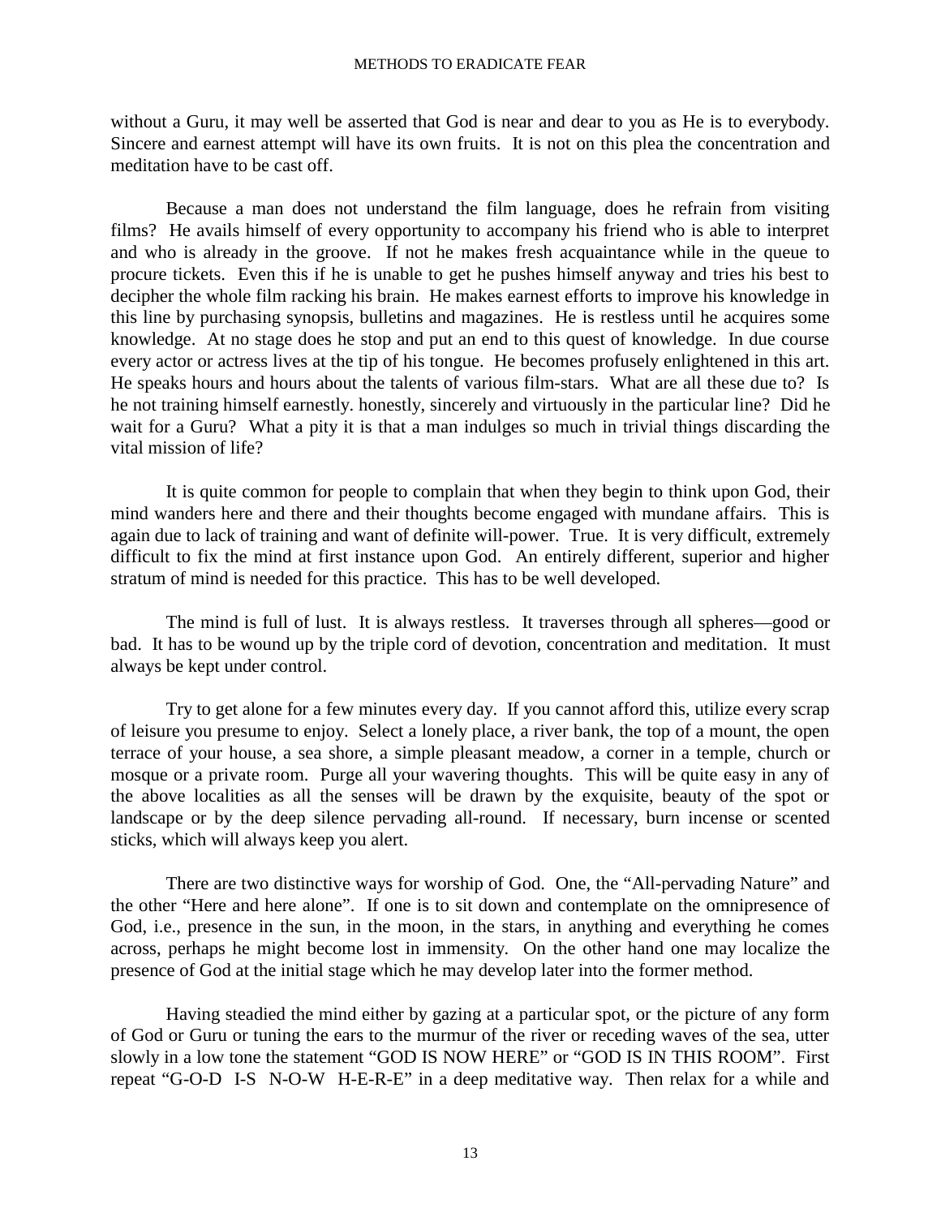without a Guru, it may well be asserted that God is near and dear to you as He is to everybody. Sincere and earnest attempt will have its own fruits. It is not on this plea the concentration and meditation have to be cast off.

Because a man does not understand the film language, does he refrain from visiting films? He avails himself of every opportunity to accompany his friend who is able to interpret and who is already in the groove. If not he makes fresh acquaintance while in the queue to procure tickets. Even this if he is unable to get he pushes himself anyway and tries his best to decipher the whole film racking his brain. He makes earnest efforts to improve his knowledge in this line by purchasing synopsis, bulletins and magazines. He is restless until he acquires some knowledge. At no stage does he stop and put an end to this quest of knowledge. In due course every actor or actress lives at the tip of his tongue. He becomes profusely enlightened in this art. He speaks hours and hours about the talents of various film-stars. What are all these due to? Is he not training himself earnestly. honestly, sincerely and virtuously in the particular line? Did he wait for a Guru? What a pity it is that a man indulges so much in trivial things discarding the vital mission of life?

It is quite common for people to complain that when they begin to think upon God, their mind wanders here and there and their thoughts become engaged with mundane affairs. This is again due to lack of training and want of definite will-power. True. It is very difficult, extremely difficult to fix the mind at first instance upon God. An entirely different, superior and higher stratum of mind is needed for this practice. This has to be well developed.

The mind is full of lust. It is always restless. It traverses through all spheres—good or bad. It has to be wound up by the triple cord of devotion, concentration and meditation. It must always be kept under control.

Try to get alone for a few minutes every day. If you cannot afford this, utilize every scrap of leisure you presume to enjoy. Select a lonely place, a river bank, the top of a mount, the open terrace of your house, a sea shore, a simple pleasant meadow, a corner in a temple, church or mosque or a private room. Purge all your wavering thoughts. This will be quite easy in any of the above localities as all the senses will be drawn by the exquisite, beauty of the spot or landscape or by the deep silence pervading all-round. If necessary, burn incense or scented sticks, which will always keep you alert.

There are two distinctive ways for worship of God. One, the "All-pervading Nature" and the other "Here and here alone". If one is to sit down and contemplate on the omnipresence of God, i.e., presence in the sun, in the moon, in the stars, in anything and everything he comes across, perhaps he might become lost in immensity. On the other hand one may localize the presence of God at the initial stage which he may develop later into the former method.

Having steadied the mind either by gazing at a particular spot, or the picture of any form of God or Guru or tuning the ears to the murmur of the river or receding waves of the sea, utter slowly in a low tone the statement "GOD IS NOW HERE" or "GOD IS IN THIS ROOM". First repeat "G-O-D I-S N-O-W H-E-R-E" in a deep meditative way. Then relax for a while and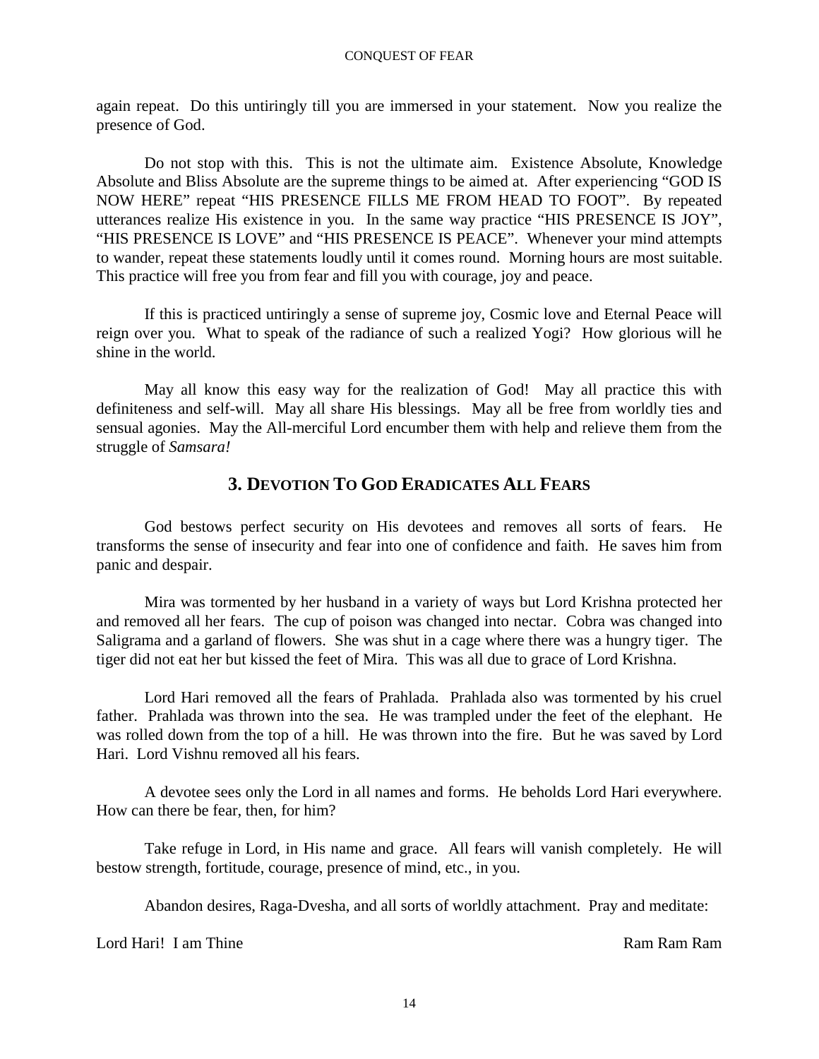again repeat. Do this untiringly till you are immersed in your statement. Now you realize the presence of God.

Do not stop with this. This is not the ultimate aim. Existence Absolute, Knowledge Absolute and Bliss Absolute are the supreme things to be aimed at. After experiencing "GOD IS NOW HERE" repeat "HIS PRESENCE FILLS ME FROM HEAD TO FOOT". By repeated utterances realize His existence in you. In the same way practice "HIS PRESENCE IS JOY", "HIS PRESENCE IS LOVE" and "HIS PRESENCE IS PEACE". Whenever your mind attempts to wander, repeat these statements loudly until it comes round. Morning hours are most suitable. This practice will free you from fear and fill you with courage, joy and peace.

If this is practiced untiringly a sense of supreme joy, Cosmic love and Eternal Peace will reign over you. What to speak of the radiance of such a realized Yogi? How glorious will he shine in the world.

May all know this easy way for the realization of God! May all practice this with definiteness and self-will. May all share His blessings. May all be free from worldly ties and sensual agonies. May the All-merciful Lord encumber them with help and relieve them from the struggle of *Samsara!*

## 3. Devotion To God Eradicates All Fears

God bestows perfect security on His devotees and removes all sorts of fears. He transforms the sense of insecurity and fear into one of confidence and faith. He saves him from panic and despair.

Mira was tormented by her husband in a variety of ways but Lord Krishna protected her and removed all her fears. The cup of poison was changed into nectar. Cobra was changed into Saligrama and a garland of flowers. She was shut in a cage where there was a hungry tiger. The tiger did not eat her but kissed the feet of Mira. This was all due to grace of Lord Krishna.

Lord Hari removed all the fears of Prahlada. Prahlada also was tormented by his cruel father. Prahlada was thrown into the sea. He was trampled under the feet of the elephant. He was rolled down from the top of a hill. He was thrown into the fire. But he was saved by Lord Hari. Lord Vishnu removed all his fears.

A devotee sees only the Lord in all names and forms. He beholds Lord Hari everywhere. How can there be fear, then, for him?

Take refuge in Lord, in His name and grace. All fears will vanish completely. He will bestow strength, fortitude, courage, presence of mind, etc., in you.

Abandon desires, Raga-Dvesha, and all sorts of worldly attachment. Pray and meditate:

Lord Hari! I am Thine Ram Ram Ram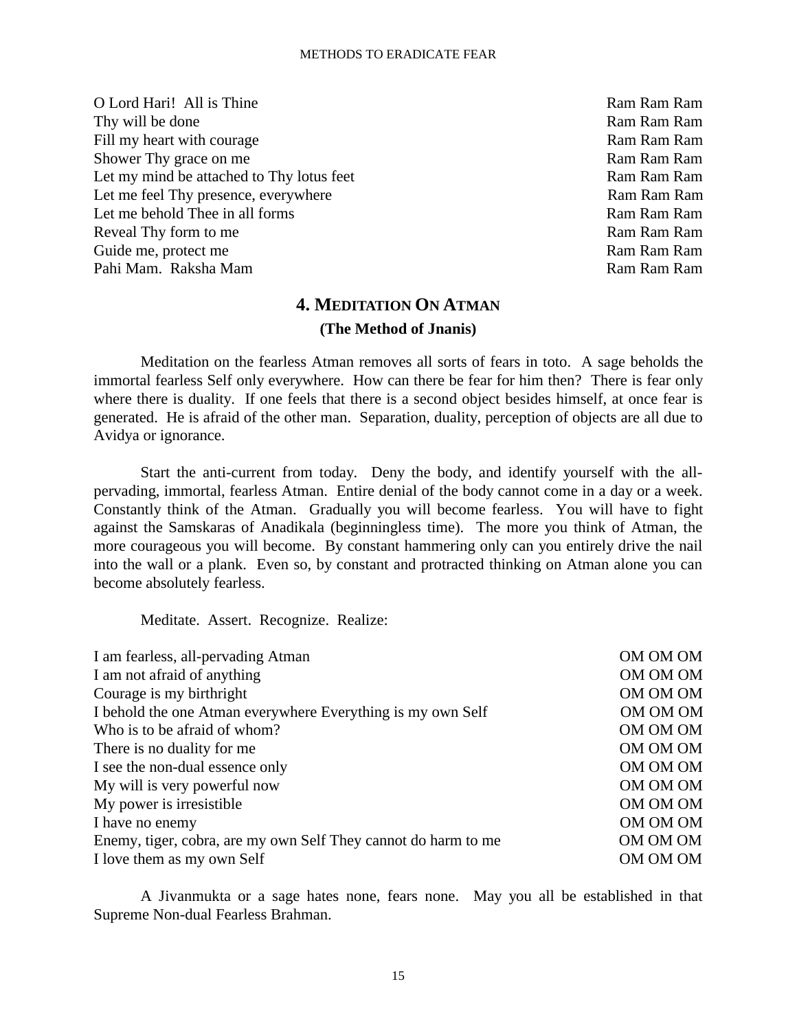O Lord Hari! All is Thine — Ram Ram Ram
Thy will be done — Ram Ram Ram
Fill my heart with courage — Ram Ram Ram
Shower Thy grace on me — Ram Ram Ram
Let my mind be attached to Thy lotus feet — Ram Ram Ram
Let me feel Thy presence, everywhere — Ram Ram Ram
Let me behold Thee in all forms — Ram Ram Ram
Reveal Thy form to me — Ram Ram Ram
Guide me, protect me — Ram Ram Ram
Pahi Mam. Raksha Mam — Ram Ram Ram

## 4. MEDITATION ON ATMAN

**(The Method of Jnanis)**

Meditation on the fearless Atman removes all sorts of fears in toto. A sage beholds the immortal fearless Self only everywhere. How can there be fear for him then? There is fear only where there is duality. If one feels that there is a second object besides himself, at once fear is generated. He is afraid of the other man. Separation, duality, perception of objects are all due to Avidya or ignorance.

Start the anti-current from today. Deny the body, and identify yourself with the all-pervading, immortal, fearless Atman. Entire denial of the body cannot come in a day or a week. Constantly think of the Atman. Gradually you will become fearless. You will have to fight against the Samskaras of Anadikala (beginningless time). The more you think of Atman, the more courageous you will become. By constant hammering only can you entirely drive the nail into the wall or a plank. Even so, by constant and protracted thinking on Atman alone you can become absolutely fearless.

Meditate. Assert. Recognize. Realize:

I am fearless, all-pervading Atman — OM OM OM
I am not afraid of anything — OM OM OM
Courage is my birthright — OM OM OM
I behold the one Atman everywhere Everything is my own Self — OM OM OM
Who is to be afraid of whom? — OM OM OM
There is no duality for me — OM OM OM
I see the non-dual essence only — OM OM OM
My will is very powerful now — OM OM OM
My power is irresistible — OM OM OM
I have no enemy — OM OM OM
Enemy, tiger, cobra, are my own Self They cannot do harm to me — OM OM OM
I love them as my own Self — OM OM OM

A Jivanmukta or a sage hates none, fears none. May you all be established in that Supreme Non-dual Fearless Brahman.